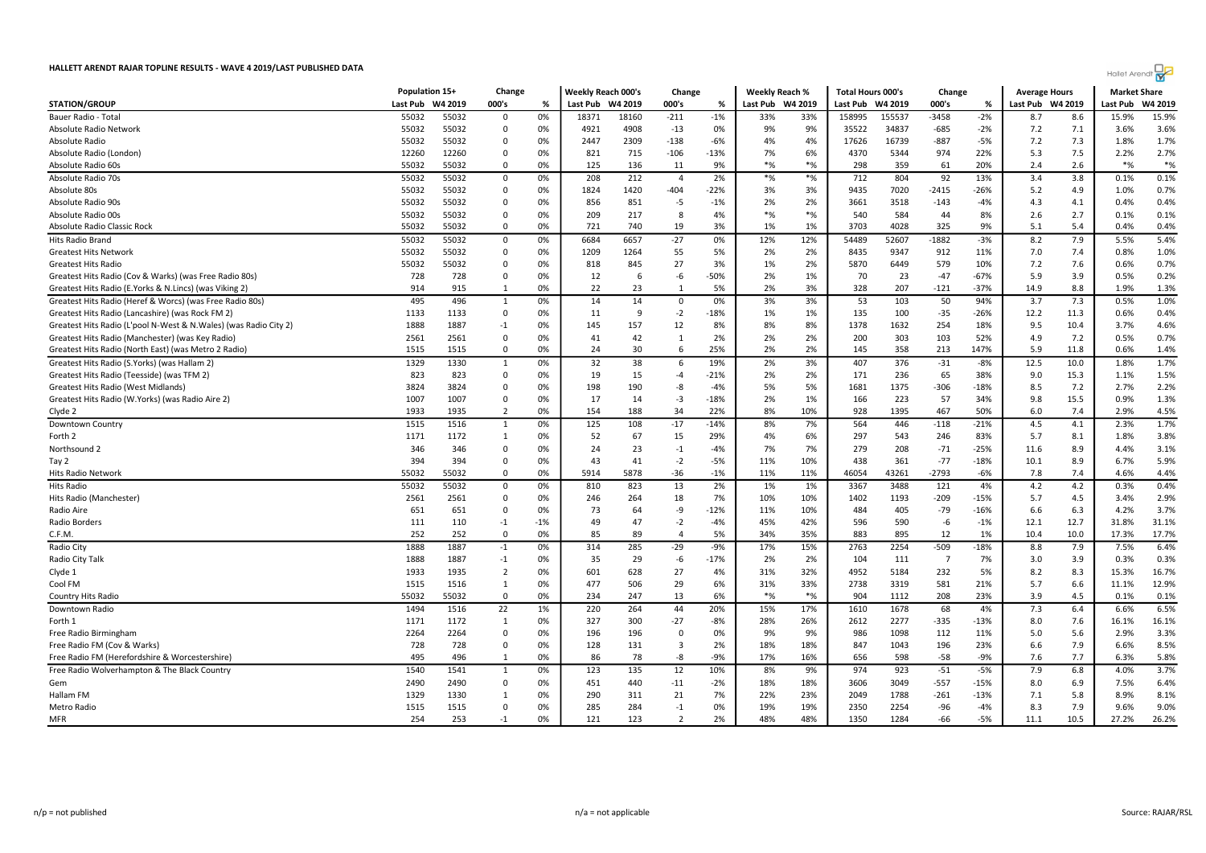# HALLETT ARENDT RAJAR TOPLINE RESULTS - WAVE 4 2019/LAST PUBLISHED DATA

| STATION/GROUP | Population 15+ | | Change | | Weekly Reach 000's | | Change | | Weekly Reach % | | Total Hours 000's | | Change | | Average Hours | | Market Share | |
|---|---|---|---|---|---|---|---|---|---|---|---|---|---|---|---|---|---|---|
| | Last Pub | W4 2019 | 000's | % | Last Pub | W4 2019 | 000's | % | Last Pub | W4 2019 | Last Pub | W4 2019 | 000's | % | Last Pub | W4 2019 | Last Pub | W4 2019 |
| Bauer Radio - Total | 55032 | 55032 | 0 | 0% | 18371 | 18160 | -211 | -1% | 33% | 33% | 158995 | 155537 | -3458 | -2% | 8.7 | 8.6 | 15.9% | 15.9% |
| Absolute Radio Network | 55032 | 55032 | 0 | 0% | 4921 | 4908 | -13 | 0% | 9% | 9% | 35522 | 34837 | -685 | -2% | 7.2 | 7.1 | 3.6% | 3.6% |
| Absolute Radio | 55032 | 55032 | 0 | 0% | 2447 | 2309 | -138 | -6% | 4% | 4% | 17626 | 16739 | -887 | -5% | 7.2 | 7.3 | 1.8% | 1.7% |
| Absolute Radio (London) | 12260 | 12260 | 0 | 0% | 821 | 715 | -106 | -13% | 7% | 6% | 4370 | 5344 | 974 | 22% | 5.3 | 7.5 | 2.2% | 2.7% |
| Absolute Radio 60s | 55032 | 55032 | 0 | 0% | 125 | 136 | 11 | 9% | *% | *% | 298 | 359 | 61 | 20% | 2.4 | 2.6 | *% | *% |
| Absolute Radio 70s | 55032 | 55032 | 0 | 0% | 208 | 212 | 4 | 2% | *% | *% | 712 | 804 | 92 | 13% | 3.4 | 3.8 | 0.1% | 0.1% |
| Absolute 80s | 55032 | 55032 | 0 | 0% | 1824 | 1420 | -404 | -22% | 3% | 3% | 9435 | 7020 | -2415 | -26% | 5.2 | 4.9 | 1.0% | 0.7% |
| Absolute Radio 90s | 55032 | 55032 | 0 | 0% | 856 | 851 | -5 | -1% | 2% | 2% | 3661 | 3518 | -143 | -4% | 4.3 | 4.1 | 0.4% | 0.4% |
| Absolute Radio 00s | 55032 | 55032 | 0 | 0% | 209 | 217 | 8 | 4% | *% | *% | 540 | 584 | 44 | 8% | 2.6 | 2.7 | 0.1% | 0.1% |
| Absolute Radio Classic Rock | 55032 | 55032 | 0 | 0% | 721 | 740 | 19 | 3% | 1% | 1% | 3703 | 4028 | 325 | 9% | 5.1 | 5.4 | 0.4% | 0.4% |
| Hits Radio Brand | 55032 | 55032 | 0 | 0% | 6684 | 6657 | -27 | 0% | 12% | 12% | 54489 | 52607 | -1882 | -3% | 8.2 | 7.9 | 5.5% | 5.4% |
| Greatest Hits Network | 55032 | 55032 | 0 | 0% | 1209 | 1264 | 55 | 5% | 2% | 2% | 8435 | 9347 | 912 | 11% | 7.0 | 7.4 | 0.8% | 1.0% |
| Greatest Hits Radio | 55032 | 55032 | 0 | 0% | 818 | 845 | 27 | 3% | 1% | 2% | 5870 | 6449 | 579 | 10% | 7.2 | 7.6 | 0.6% | 0.7% |
| Greatest Hits Radio (Cov & Warks) (was Free Radio 80s) | 728 | 728 | 0 | 0% | 12 | 6 | -6 | -50% | 2% | 1% | 70 | 23 | -47 | -67% | 5.9 | 3.9 | 0.5% | 0.2% |
| Greatest Hits Radio (E.Yorks & N.Lincs) (was Viking 2) | 914 | 915 | 1 | 0% | 22 | 23 | 1 | 5% | 2% | 3% | 328 | 207 | -121 | -37% | 14.9 | 8.8 | 1.9% | 1.3% |
| Greatest Hits Radio (Heref & Worcs) (was Free Radio 80s) | 495 | 496 | 1 | 0% | 14 | 14 | 0 | 0% | 3% | 3% | 53 | 103 | 50 | 94% | 3.7 | 7.3 | 0.5% | 1.0% |
| Greatest Hits Radio (Lancashire) (was Rock FM 2) | 1133 | 1133 | 0 | 0% | 11 | 9 | -2 | -18% | 1% | 1% | 135 | 100 | -35 | -26% | 12.2 | 11.3 | 0.6% | 0.4% |
| Greatest Hits Radio (L'pool N-West & N.Wales) (was Radio City 2) | 1888 | 1887 | -1 | 0% | 145 | 157 | 12 | 8% | 8% | 8% | 1378 | 1632 | 254 | 18% | 9.5 | 10.4 | 3.7% | 4.6% |
| Greatest Hits Radio (Manchester) (was Key Radio) | 2561 | 2561 | 0 | 0% | 41 | 42 | 1 | 2% | 2% | 2% | 200 | 303 | 103 | 52% | 4.9 | 7.2 | 0.5% | 0.7% |
| Greatest Hits Radio (North East) (was Metro 2 Radio) | 1515 | 1515 | 0 | 0% | 24 | 30 | 6 | 25% | 2% | 2% | 145 | 358 | 213 | 147% | 5.9 | 11.8 | 0.6% | 1.4% |
| Greatest Hits Radio (S.Yorks) (was Hallam 2) | 1329 | 1330 | 1 | 0% | 32 | 38 | 6 | 19% | 2% | 3% | 407 | 376 | -31 | -8% | 12.5 | 10.0 | 1.8% | 1.7% |
| Greatest Hits Radio (Teesside) (was TFM 2) | 823 | 823 | 0 | 0% | 19 | 15 | -4 | -21% | 2% | 2% | 171 | 236 | 65 | 38% | 9.0 | 15.3 | 1.1% | 1.5% |
| Greatest Hits Radio (West Midlands) | 3824 | 3824 | 0 | 0% | 198 | 190 | -8 | -4% | 5% | 5% | 1681 | 1375 | -306 | -18% | 8.5 | 7.2 | 2.7% | 2.2% |
| Greatest Hits Radio (W.Yorks) (was Radio Aire 2) | 1007 | 1007 | 0 | 0% | 17 | 14 | -3 | -18% | 2% | 1% | 166 | 223 | 57 | 34% | 9.8 | 15.5 | 0.9% | 1.3% |
| Clyde 2 | 1933 | 1935 | 2 | 0% | 154 | 188 | 34 | 22% | 8% | 10% | 928 | 1395 | 467 | 50% | 6.0 | 7.4 | 2.9% | 4.5% |
| Downtown Country | 1515 | 1516 | 1 | 0% | 125 | 108 | -17 | -14% | 8% | 7% | 564 | 446 | -118 | -21% | 4.5 | 4.1 | 2.3% | 1.7% |
| Forth 2 | 1171 | 1172 | 1 | 0% | 52 | 67 | 15 | 29% | 4% | 6% | 297 | 543 | 246 | 83% | 5.7 | 8.1 | 1.8% | 3.8% |
| Northsound 2 | 346 | 346 | 0 | 0% | 24 | 23 | -1 | -4% | 7% | 7% | 279 | 208 | -71 | -25% | 11.6 | 8.9 | 4.4% | 3.1% |
| Tay 2 | 394 | 394 | 0 | 0% | 43 | 41 | -2 | -5% | 11% | 10% | 438 | 361 | -77 | -18% | 10.1 | 8.9 | 6.7% | 5.9% |
| Hits Radio Network | 55032 | 55032 | 0 | 0% | 5914 | 5878 | -36 | -1% | 11% | 11% | 46054 | 43261 | -2793 | -6% | 7.8 | 7.4 | 4.6% | 4.4% |
| Hits Radio | 55032 | 55032 | 0 | 0% | 810 | 823 | 13 | 2% | 1% | 1% | 3367 | 3488 | 121 | 4% | 4.2 | 4.2 | 0.3% | 0.4% |
| Hits Radio (Manchester) | 2561 | 2561 | 0 | 0% | 246 | 264 | 18 | 7% | 10% | 10% | 1402 | 1193 | -209 | -15% | 5.7 | 4.5 | 3.4% | 2.9% |
| Radio Aire | 651 | 651 | 0 | 0% | 73 | 64 | -9 | -12% | 11% | 10% | 484 | 405 | -79 | -16% | 6.6 | 6.3 | 4.2% | 3.7% |
| Radio Borders | 111 | 110 | -1 | -1% | 49 | 47 | -2 | -4% | 45% | 42% | 596 | 590 | -6 | -1% | 12.1 | 12.7 | 31.8% | 31.1% |
| C.F.M. | 252 | 252 | 0 | 0% | 85 | 89 | 4 | 5% | 34% | 35% | 883 | 895 | 12 | 1% | 10.4 | 10.0 | 17.3% | 17.7% |
| Radio City | 1888 | 1887 | -1 | 0% | 314 | 285 | -29 | -9% | 17% | 15% | 2763 | 2254 | -509 | -18% | 8.8 | 7.9 | 7.5% | 6.4% |
| Radio City Talk | 1888 | 1887 | -1 | 0% | 35 | 29 | -6 | -17% | 2% | 2% | 104 | 111 | 7 | 7% | 3.0 | 3.9 | 0.3% | 0.3% |
| Clyde 1 | 1933 | 1935 | 2 | 0% | 601 | 628 | 27 | 4% | 31% | 32% | 4952 | 5184 | 232 | 5% | 8.2 | 8.3 | 15.3% | 16.7% |
| Cool FM | 1515 | 1516 | 1 | 0% | 477 | 506 | 29 | 6% | 31% | 33% | 2738 | 3319 | 581 | 21% | 5.7 | 6.6 | 11.1% | 12.9% |
| Country Hits Radio | 55032 | 55032 | 0 | 0% | 234 | 247 | 13 | 6% | *% | *% | 904 | 1112 | 208 | 23% | 3.9 | 4.5 | 0.1% | 0.1% |
| Downtown Radio | 1494 | 1516 | 22 | 1% | 220 | 264 | 44 | 20% | 15% | 17% | 1610 | 1678 | 68 | 4% | 7.3 | 6.4 | 6.6% | 6.5% |
| Forth 1 | 1171 | 1172 | 1 | 0% | 327 | 300 | -27 | -8% | 28% | 26% | 2612 | 2277 | -335 | -13% | 8.0 | 7.6 | 16.1% | 16.1% |
| Free Radio Birmingham | 2264 | 2264 | 0 | 0% | 196 | 196 | 0 | 0% | 9% | 9% | 986 | 1098 | 112 | 11% | 5.0 | 5.6 | 2.9% | 3.3% |
| Free Radio FM (Cov & Warks) | 728 | 728 | 0 | 0% | 128 | 131 | 3 | 2% | 18% | 18% | 847 | 1043 | 196 | 23% | 6.6 | 7.9 | 6.6% | 8.5% |
| Free Radio FM (Herefordshire & Worcestershire) | 495 | 496 | 1 | 0% | 86 | 78 | -8 | -9% | 17% | 16% | 656 | 598 | -58 | -9% | 7.6 | 7.7 | 6.3% | 5.8% |
| Free Radio Wolverhampton & The Black Country | 1540 | 1541 | 1 | 0% | 123 | 135 | 12 | 10% | 8% | 9% | 974 | 923 | -51 | -5% | 7.9 | 6.8 | 4.0% | 3.7% |
| Gem | 2490 | 2490 | 0 | 0% | 451 | 440 | -11 | -2% | 18% | 18% | 3606 | 3049 | -557 | -15% | 8.0 | 6.9 | 7.5% | 6.4% |
| Hallam FM | 1329 | 1330 | 1 | 0% | 290 | 311 | 21 | 7% | 22% | 23% | 2049 | 1788 | -261 | -13% | 7.1 | 5.8 | 8.9% | 8.1% |
| Metro Radio | 1515 | 1515 | 0 | 0% | 285 | 284 | -1 | 0% | 19% | 19% | 2350 | 2254 | -96 | -4% | 8.3 | 7.9 | 9.6% | 9.0% |
| MFR | 254 | 253 | -1 | 0% | 121 | 123 | 2 | 2% | 48% | 48% | 1350 | 1284 | -66 | -5% | 11.1 | 10.5 | 27.2% | 26.2% |

n/p = not published    n/a = not applicable    Source: RAJAR/RSL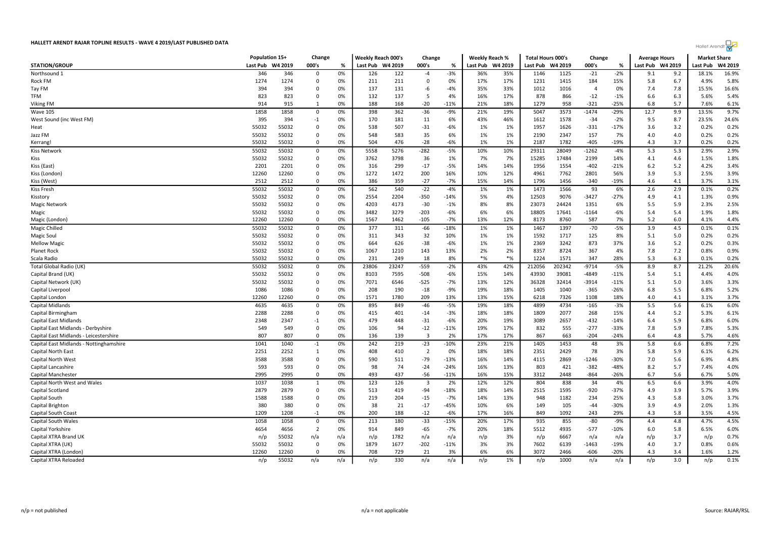# HALLETT ARENDT RAJAR TOPLINE RESULTS - WAVE 4 2019/LAST PUBLISHED DATA

| STATION/GROUP | Population 15+ | | Change | | Weekly Reach 000's | | Change | | Weekly Reach % | | Total Hours 000's | | Change | | Average Hours | | Market Share | |
|---|---|---|---|---|---|---|---|---|---|---|---|---|---|---|---|---|---|---|
| | Last Pub | W4 2019 | 000's | % | Last Pub | W4 2019 | 000's | % | Last Pub | W4 2019 | Last Pub | W4 2019 | 000's | % | Last Pub | W4 2019 | Last Pub | W4 2019 |
| Northsound 1 | 346 | 346 | 0 | 0% | 126 | 122 | -4 | -3% | 36% | 35% | 1146 | 1125 | -21 | -2% | 9.1 | 9.2 | 18.1% | 16.9% |
| Rock FM | 1274 | 1274 | 0 | 0% | 211 | 211 | 0 | 0% | 17% | 17% | 1231 | 1415 | 184 | 15% | 5.8 | 6.7 | 4.9% | 5.8% |
| Tay FM | 394 | 394 | 0 | 0% | 137 | 131 | -6 | -4% | 35% | 33% | 1012 | 1016 | 4 | 0% | 7.4 | 7.8 | 15.5% | 16.6% |
| TFM | 823 | 823 | 0 | 0% | 132 | 137 | 5 | 4% | 16% | 17% | 878 | 866 | -12 | -1% | 6.6 | 6.3 | 5.6% | 5.4% |
| Viking FM | 914 | 915 | 1 | 0% | 188 | 168 | -20 | -11% | 21% | 18% | 1279 | 958 | -321 | -25% | 6.8 | 5.7 | 7.6% | 6.1% |
| Wave 105 | 1858 | 1858 | 0 | 0% | 398 | 362 | -36 | -9% | 21% | 19% | 5047 | 3573 | -1474 | -29% | 12.7 | 9.9 | 13.5% | 9.7% |
| West Sound (inc West FM) | 395 | 394 | -1 | 0% | 170 | 181 | 11 | 6% | 43% | 46% | 1612 | 1578 | -34 | -2% | 9.5 | 8.7 | 23.5% | 24.6% |
| Heat | 55032 | 55032 | 0 | 0% | 538 | 507 | -31 | -6% | 1% | 1% | 1957 | 1626 | -331 | -17% | 3.6 | 3.2 | 0.2% | 0.2% |
| Jazz FM | 55032 | 55032 | 0 | 0% | 548 | 583 | 35 | 6% | 1% | 1% | 2190 | 2347 | 157 | 7% | 4.0 | 4.0 | 0.2% | 0.2% |
| Kerrang! | 55032 | 55032 | 0 | 0% | 504 | 476 | -28 | -6% | 1% | 1% | 2187 | 1782 | -405 | -19% | 4.3 | 3.7 | 0.2% | 0.2% |
| Kiss Network | 55032 | 55032 | 0 | 0% | 5558 | 5276 | -282 | -5% | 10% | 10% | 29311 | 28049 | -1262 | -4% | 5.3 | 5.3 | 2.9% | 2.9% |
| Kiss | 55032 | 55032 | 0 | 0% | 3762 | 3798 | 36 | 1% | 7% | 7% | 15285 | 17484 | 2199 | 14% | 4.1 | 4.6 | 1.5% | 1.8% |
| Kiss (East) | 2201 | 2201 | 0 | 0% | 316 | 299 | -17 | -5% | 14% | 14% | 1956 | 1554 | -402 | -21% | 6.2 | 5.2 | 4.2% | 3.4% |
| Kiss (London) | 12260 | 12260 | 0 | 0% | 1272 | 1472 | 200 | 16% | 10% | 12% | 4961 | 7762 | 2801 | 56% | 3.9 | 5.3 | 2.5% | 3.9% |
| Kiss (West) | 2512 | 2512 | 0 | 0% | 386 | 359 | -27 | -7% | 15% | 14% | 1796 | 1456 | -340 | -19% | 4.6 | 4.1 | 3.7% | 3.1% |
| Kiss Fresh | 55032 | 55032 | 0 | 0% | 562 | 540 | -22 | -4% | 1% | 1% | 1473 | 1566 | 93 | 6% | 2.6 | 2.9 | 0.1% | 0.2% |
| Kisstory | 55032 | 55032 | 0 | 0% | 2554 | 2204 | -350 | -14% | 5% | 4% | 12503 | 9076 | -3427 | -27% | 4.9 | 4.1 | 1.3% | 0.9% |
| Magic Network | 55032 | 55032 | 0 | 0% | 4203 | 4173 | -30 | -1% | 8% | 8% | 23073 | 24424 | 1351 | 6% | 5.5 | 5.9 | 2.3% | 2.5% |
| Magic | 55032 | 55032 | 0 | 0% | 3482 | 3279 | -203 | -6% | 6% | 6% | 18805 | 17641 | -1164 | -6% | 5.4 | 5.4 | 1.9% | 1.8% |
| Magic (London) | 12260 | 12260 | 0 | 0% | 1567 | 1462 | -105 | -7% | 13% | 12% | 8173 | 8760 | 587 | 7% | 5.2 | 6.0 | 4.1% | 4.4% |
| Magic Chilled | 55032 | 55032 | 0 | 0% | 377 | 311 | -66 | -18% | 1% | 1% | 1467 | 1397 | -70 | -5% | 3.9 | 4.5 | 0.1% | 0.1% |
| Magic Soul | 55032 | 55032 | 0 | 0% | 311 | 343 | 32 | 10% | 1% | 1% | 1592 | 1717 | 125 | 8% | 5.1 | 5.0 | 0.2% | 0.2% |
| Mellow Magic | 55032 | 55032 | 0 | 0% | 664 | 626 | -38 | -6% | 1% | 1% | 2369 | 3242 | 873 | 37% | 3.6 | 5.2 | 0.2% | 0.3% |
| Planet Rock | 55032 | 55032 | 0 | 0% | 1067 | 1210 | 143 | 13% | 2% | 2% | 8357 | 8724 | 367 | 4% | 7.8 | 7.2 | 0.8% | 0.9% |
| Scala Radio | 55032 | 55032 | 0 | 0% | 231 | 249 | 18 | 8% | *% | *% | 1224 | 1571 | 347 | 28% | 5.3 | 6.3 | 0.1% | 0.2% |
| Total Global Radio (UK) | 55032 | 55032 | 0 | 0% | 23806 | 23247 | -559 | -2% | 43% | 42% | 212056 | 202342 | -9714 | -5% | 8.9 | 8.7 | 21.2% | 20.6% |
| Capital Brand (UK) | 55032 | 55032 | 0 | 0% | 8103 | 7595 | -508 | -6% | 15% | 14% | 43930 | 39081 | -4849 | -11% | 5.4 | 5.1 | 4.4% | 4.0% |
| Capital Network (UK) | 55032 | 55032 | 0 | 0% | 7071 | 6546 | -525 | -7% | 13% | 12% | 36328 | 32414 | -3914 | -11% | 5.1 | 5.0 | 3.6% | 3.3% |
| Capital Liverpool | 1086 | 1086 | 0 | 0% | 208 | 190 | -18 | -9% | 19% | 18% | 1405 | 1040 | -365 | -26% | 6.8 | 5.5 | 6.8% | 5.2% |
| Capital London | 12260 | 12260 | 0 | 0% | 1571 | 1780 | 209 | 13% | 13% | 15% | 6218 | 7326 | 1108 | 18% | 4.0 | 4.1 | 3.1% | 3.7% |
| Capital Midlands | 4635 | 4635 | 0 | 0% | 895 | 849 | -46 | -5% | 19% | 18% | 4899 | 4734 | -165 | -3% | 5.5 | 5.6 | 6.1% | 6.0% |
| Capital Birmingham | 2288 | 2288 | 0 | 0% | 415 | 401 | -14 | -3% | 18% | 18% | 1809 | 2077 | 268 | 15% | 4.4 | 5.2 | 5.3% | 6.1% |
| Capital East Midlands | 2348 | 2347 | -1 | 0% | 479 | 448 | -31 | -6% | 20% | 19% | 3089 | 2657 | -432 | -14% | 6.4 | 5.9 | 6.8% | 6.0% |
| Capital East Midlands - Derbyshire | 549 | 549 | 0 | 0% | 106 | 94 | -12 | -11% | 19% | 17% | 832 | 555 | -277 | -33% | 7.8 | 5.9 | 7.8% | 5.3% |
| Capital East Midlands - Leicestershire | 807 | 807 | 0 | 0% | 136 | 139 | 3 | 2% | 17% | 17% | 867 | 663 | -204 | -24% | 6.4 | 4.8 | 5.7% | 4.6% |
| Capital East Midlands - Nottinghamshire | 1041 | 1040 | -1 | 0% | 242 | 219 | -23 | -10% | 23% | 21% | 1405 | 1453 | 48 | 3% | 5.8 | 6.6 | 6.8% | 7.2% |
| Capital North East | 2251 | 2252 | 1 | 0% | 408 | 410 | 2 | 0% | 18% | 18% | 2351 | 2429 | 78 | 3% | 5.8 | 5.9 | 6.1% | 6.2% |
| Capital North West | 3588 | 3588 | 0 | 0% | 590 | 511 | -79 | -13% | 16% | 14% | 4115 | 2869 | -1246 | -30% | 7.0 | 5.6 | 6.9% | 4.8% |
| Capital Lancashire | 593 | 593 | 0 | 0% | 98 | 74 | -24 | -24% | 16% | 13% | 803 | 421 | -382 | -48% | 8.2 | 5.7 | 7.4% | 4.0% |
| Capital Manchester | 2995 | 2995 | 0 | 0% | 493 | 437 | -56 | -11% | 16% | 15% | 3312 | 2448 | -864 | -26% | 6.7 | 5.6 | 6.7% | 5.0% |
| Capital North West and Wales | 1037 | 1038 | 1 | 0% | 123 | 126 | 3 | 2% | 12% | 12% | 804 | 838 | 34 | 4% | 6.5 | 6.6 | 3.9% | 4.0% |
| Capital Scotland | 2879 | 2879 | 0 | 0% | 513 | 419 | -94 | -18% | 18% | 14% | 2515 | 1595 | -920 | -37% | 4.9 | 3.9 | 5.7% | 3.9% |
| Capital South | 1588 | 1588 | 0 | 0% | 219 | 204 | -15 | -7% | 14% | 13% | 948 | 1182 | 234 | 25% | 4.3 | 5.8 | 3.0% | 3.7% |
| Capital Brighton | 380 | 380 | 0 | 0% | 38 | 21 | -17 | -45% | 10% | 6% | 149 | 105 | -44 | -30% | 3.9 | 4.9 | 2.0% | 1.3% |
| Capital South Coast | 1209 | 1208 | -1 | 0% | 200 | 188 | -12 | -6% | 17% | 16% | 849 | 1092 | 243 | 29% | 4.3 | 5.8 | 3.5% | 4.5% |
| Capital South Wales | 1058 | 1058 | 0 | 0% | 213 | 180 | -33 | -15% | 20% | 17% | 935 | 855 | -80 | -9% | 4.4 | 4.8 | 4.7% | 4.5% |
| Capital Yorkshire | 4654 | 4656 | 2 | 0% | 914 | 849 | -65 | -7% | 20% | 18% | 5512 | 4935 | -577 | -10% | 6.0 | 5.8 | 6.5% | 6.0% |
| Capital XTRA Brand UK | n/p | 55032 | n/a | n/a | n/p | 1782 | n/a | n/a | n/p | 3% | n/p | 6667 | n/a | n/a | n/p | 3.7 | n/p | 0.7% |
| Capital XTRA (UK) | 55032 | 55032 | 0 | 0% | 1879 | 1677 | -202 | -11% | 3% | 3% | 7602 | 6139 | -1463 | -19% | 4.0 | 3.7 | 0.8% | 0.6% |
| Capital XTRA (London) | 12260 | 12260 | 0 | 0% | 708 | 729 | 21 | 3% | 6% | 6% | 3072 | 2466 | -606 | -20% | 4.3 | 3.4 | 1.6% | 1.2% |
| Capital XTRA Reloaded | n/p | 55032 | n/a | n/a | n/p | 330 | n/a | n/a | n/p | 1% | n/p | 1000 | n/a | n/a | n/p | 3.0 | n/p | 0.1% |

n/p = not published

n/a = not applicable

Source: RAJAR/RSL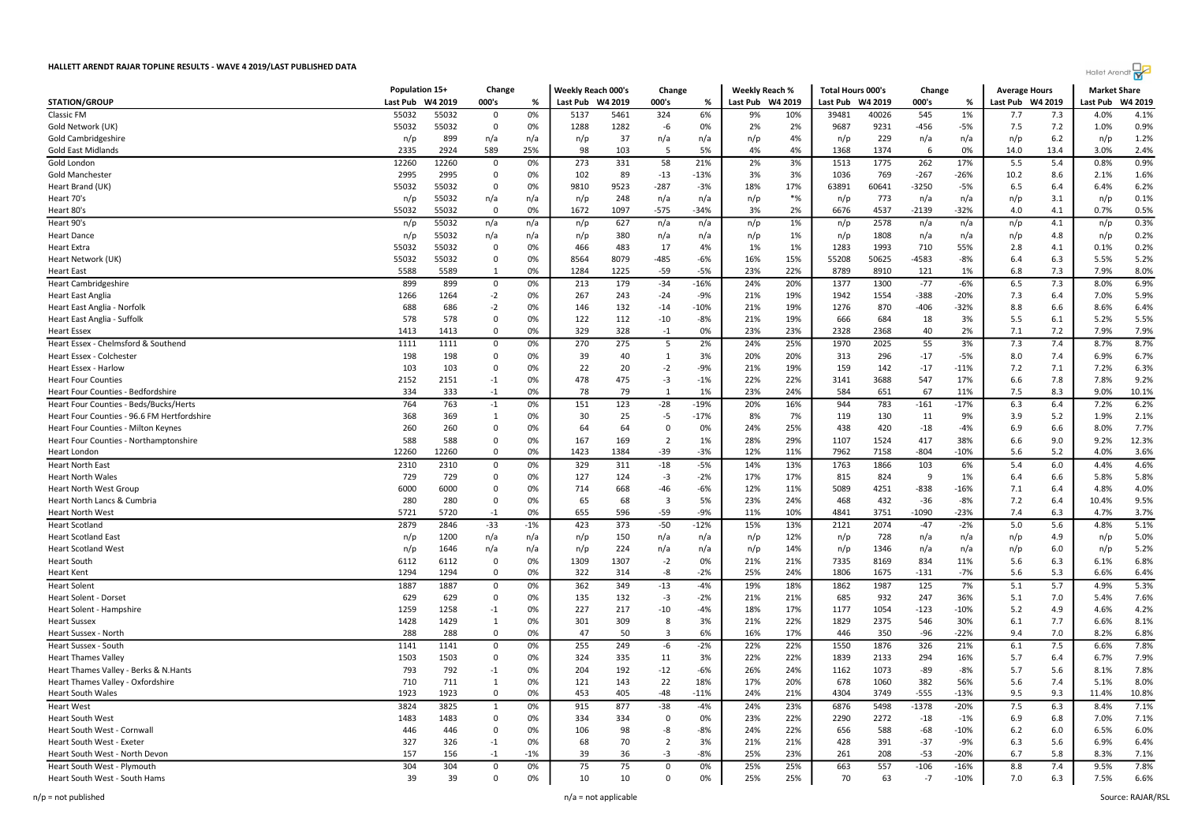**HALLETT ARENDT RAJAR TOPLINE RESULTS - WAVE 4 2019/LAST PUBLISHED DATA**

| STATION/GROUP | Population 15+ | | Change | | Weekly Reach 000's | | Change | | Weekly Reach % | | Total Hours 000's | | Change | | Average Hours | | Market Share | |
|---|---|---|---|---|---|---|---|---|---|---|---|---|---|---|---|---|---|---|
| | Last Pub | W4 2019 | 000's | % | Last Pub | W4 2019 | 000's | % | Last Pub | W4 2019 | Last Pub | W4 2019 | 000's | % | Last Pub | W4 2019 | Last Pub | W4 2019 |
| Classic FM | 55032 | 55032 | 0 | 0% | 5137 | 5461 | 324 | 6% | 9% | 10% | 39481 | 40026 | 545 | 1% | 7.7 | 7.3 | 4.0% | 4.1% |
| Gold Network (UK) | 55032 | 55032 | 0 | 0% | 1288 | 1282 | -6 | 0% | 2% | 2% | 9687 | 9231 | -456 | -5% | 7.5 | 7.2 | 1.0% | 0.9% |
| Gold Cambridgeshire | n/p | 899 | n/a | n/a | n/p | 37 | n/a | n/a | n/p | 4% | n/p | 229 | n/a | n/a | n/p | 6.2 | n/p | 1.2% |
| Gold East Midlands | 2335 | 2924 | 589 | 25% | 98 | 103 | 5 | 5% | 4% | 4% | 1368 | 1374 | 6 | 0% | 14.0 | 13.4 | 3.0% | 2.4% |
| Gold London | 12260 | 12260 | 0 | 0% | 273 | 331 | 58 | 21% | 2% | 3% | 1513 | 1775 | 262 | 17% | 5.5 | 5.4 | 0.8% | 0.9% |
| Gold Manchester | 2995 | 2995 | 0 | 0% | 102 | 89 | -13 | -13% | 3% | 3% | 1036 | 769 | -267 | -26% | 10.2 | 8.6 | 2.1% | 1.6% |
| Heart Brand (UK) | 55032 | 55032 | 0 | 0% | 9810 | 9523 | -287 | -3% | 18% | 17% | 63891 | 60641 | -3250 | -5% | 6.5 | 6.4 | 6.4% | 6.2% |
| Heart 70's | n/p | 55032 | n/a | n/a | n/p | 248 | n/a | n/a | n/p | *% | n/p | 773 | n/a | n/a | n/p | 3.1 | n/p | 0.1% |
| Heart 80's | 55032 | 55032 | 0 | 0% | 1672 | 1097 | -575 | -34% | 3% | 2% | 6676 | 4537 | -2139 | -32% | 4.0 | 4.1 | 0.7% | 0.5% |
| Heart 90's | n/p | 55032 | n/a | n/a | n/p | 627 | n/a | n/a | n/p | 1% | n/p | 2578 | n/a | n/a | n/p | 4.1 | n/p | 0.3% |
| Heart Dance | n/p | 55032 | n/a | n/a | n/p | 380 | n/a | n/a | n/p | 1% | n/p | 1808 | n/a | n/a | n/p | 4.8 | n/p | 0.2% |
| Heart Extra | 55032 | 55032 | 0 | 0% | 466 | 483 | 17 | 4% | 1% | 1% | 1283 | 1993 | 710 | 55% | 2.8 | 4.1 | 0.1% | 0.2% |
| Heart Network (UK) | 55032 | 55032 | 0 | 0% | 8564 | 8079 | -485 | -6% | 16% | 15% | 55208 | 50625 | -4583 | -8% | 6.4 | 6.3 | 5.5% | 5.2% |
| Heart East | 5588 | 5589 | 1 | 0% | 1284 | 1225 | -59 | -5% | 23% | 22% | 8789 | 8910 | 121 | 1% | 6.8 | 7.3 | 7.9% | 8.0% |
| Heart Cambridgeshire | 899 | 899 | 0 | 0% | 213 | 179 | -34 | -16% | 24% | 20% | 1377 | 1300 | -77 | -6% | 6.5 | 7.3 | 8.0% | 6.9% |
| Heart East Anglia | 1266 | 1264 | -2 | 0% | 267 | 243 | -24 | -9% | 21% | 19% | 1942 | 1554 | -388 | -20% | 7.3 | 6.4 | 7.0% | 5.9% |
| Heart East Anglia - Norfolk | 688 | 686 | -2 | 0% | 146 | 132 | -14 | -10% | 21% | 19% | 1276 | 870 | -406 | -32% | 8.8 | 6.6 | 8.6% | 6.4% |
| Heart East Anglia - Suffolk | 578 | 578 | 0 | 0% | 122 | 112 | -10 | -8% | 21% | 19% | 666 | 684 | 18 | 3% | 5.5 | 6.1 | 5.2% | 5.5% |
| Heart Essex | 1413 | 1413 | 0 | 0% | 329 | 328 | -1 | 0% | 23% | 23% | 2328 | 2368 | 40 | 2% | 7.1 | 7.2 | 7.9% | 7.9% |
| Heart Essex - Chelmsford & Southend | 1111 | 1111 | 0 | 0% | 270 | 275 | 5 | 2% | 24% | 25% | 1970 | 2025 | 55 | 3% | 7.3 | 7.4 | 8.7% | 8.7% |
| Heart Essex - Colchester | 198 | 198 | 0 | 0% | 39 | 40 | 1 | 3% | 20% | 20% | 313 | 296 | -17 | -5% | 8.0 | 7.4 | 6.9% | 6.7% |
| Heart Essex - Harlow | 103 | 103 | 0 | 0% | 22 | 20 | -2 | -9% | 21% | 19% | 159 | 142 | -17 | -11% | 7.2 | 7.1 | 7.2% | 6.3% |
| Heart Four Counties | 2152 | 2151 | -1 | 0% | 478 | 475 | -3 | -1% | 22% | 22% | 3141 | 3688 | 547 | 17% | 6.6 | 7.8 | 7.8% | 9.2% |
| Heart Four Counties - Bedfordshire | 334 | 333 | -1 | 0% | 78 | 79 | 1 | 1% | 23% | 24% | 584 | 651 | 67 | 11% | 7.5 | 8.3 | 9.0% | 10.1% |
| Heart Four Counties - Beds/Bucks/Herts | 764 | 763 | -1 | 0% | 151 | 123 | -28 | -19% | 20% | 16% | 944 | 783 | -161 | -17% | 6.3 | 6.4 | 7.2% | 6.2% |
| Heart Four Counties - 96.6 FM Hertfordshire | 368 | 369 | 1 | 0% | 30 | 25 | -5 | -17% | 8% | 7% | 119 | 130 | 11 | 9% | 3.9 | 5.2 | 1.9% | 2.1% |
| Heart Four Counties - Milton Keynes | 260 | 260 | 0 | 0% | 64 | 64 | 0 | 0% | 24% | 25% | 438 | 420 | -18 | -4% | 6.9 | 6.6 | 8.0% | 7.7% |
| Heart Four Counties - Northamptonshire | 588 | 588 | 0 | 0% | 167 | 169 | 2 | 1% | 28% | 29% | 1107 | 1524 | 417 | 38% | 6.6 | 9.0 | 9.2% | 12.3% |
| Heart London | 12260 | 12260 | 0 | 0% | 1423 | 1384 | -39 | -3% | 12% | 11% | 7962 | 7158 | -804 | -10% | 5.6 | 5.2 | 4.0% | 3.6% |
| Heart North East | 2310 | 2310 | 0 | 0% | 329 | 311 | -18 | -5% | 14% | 13% | 1763 | 1866 | 103 | 6% | 5.4 | 6.0 | 4.4% | 4.6% |
| Heart North Wales | 729 | 729 | 0 | 0% | 127 | 124 | -3 | -2% | 17% | 17% | 815 | 824 | 9 | 1% | 6.4 | 6.6 | 5.8% | 5.8% |
| Heart North West Group | 6000 | 6000 | 0 | 0% | 714 | 668 | -46 | -6% | 12% | 11% | 5089 | 4251 | -838 | -16% | 7.1 | 6.4 | 4.8% | 4.0% |
| Heart North Lancs & Cumbria | 280 | 280 | 0 | 0% | 65 | 68 | 3 | 5% | 23% | 24% | 468 | 432 | -36 | -8% | 7.2 | 6.4 | 10.4% | 9.5% |
| Heart North West | 5721 | 5720 | -1 | 0% | 655 | 596 | -59 | -9% | 11% | 10% | 4841 | 3751 | -1090 | -23% | 7.4 | 6.3 | 4.7% | 3.7% |
| Heart Scotland | 2879 | 2846 | -33 | -1% | 423 | 373 | -50 | -12% | 15% | 13% | 2121 | 2074 | -47 | -2% | 5.0 | 5.6 | 4.8% | 5.1% |
| Heart Scotland East | n/p | 1200 | n/a | n/a | n/p | 150 | n/a | n/a | n/p | 12% | n/p | 728 | n/a | n/a | n/p | 4.9 | n/p | 5.0% |
| Heart Scotland West | n/p | 1646 | n/a | n/a | n/p | 224 | n/a | n/a | n/p | 14% | n/p | 1346 | n/a | n/a | n/p | 6.0 | n/p | 5.2% |
| Heart South | 6112 | 6112 | 0 | 0% | 1309 | 1307 | -2 | 0% | 21% | 21% | 7335 | 8169 | 834 | 11% | 5.6 | 6.3 | 6.1% | 6.8% |
| Heart Kent | 1294 | 1294 | 0 | 0% | 322 | 314 | -8 | -2% | 25% | 24% | 1806 | 1675 | -131 | -7% | 5.6 | 5.3 | 6.6% | 6.4% |
| Heart Solent | 1887 | 1887 | 0 | 0% | 362 | 349 | -13 | -4% | 19% | 18% | 1862 | 1987 | 125 | 7% | 5.1 | 5.7 | 4.9% | 5.3% |
| Heart Solent - Dorset | 629 | 629 | 0 | 0% | 135 | 132 | -3 | -2% | 21% | 21% | 685 | 932 | 247 | 36% | 5.1 | 7.0 | 5.4% | 7.6% |
| Heart Solent - Hampshire | 1259 | 1258 | -1 | 0% | 227 | 217 | -10 | -4% | 18% | 17% | 1177 | 1054 | -123 | -10% | 5.2 | 4.9 | 4.6% | 4.2% |
| Heart Sussex | 1428 | 1429 | 1 | 0% | 301 | 309 | 8 | 3% | 21% | 22% | 1829 | 2375 | 546 | 30% | 6.1 | 7.7 | 6.6% | 8.1% |
| Heart Sussex - North | 288 | 288 | 0 | 0% | 47 | 50 | 3 | 6% | 16% | 17% | 446 | 350 | -96 | -22% | 9.4 | 7.0 | 8.2% | 6.8% |
| Heart Sussex - South | 1141 | 1141 | 0 | 0% | 255 | 249 | -6 | -2% | 22% | 22% | 1550 | 1876 | 326 | 21% | 6.1 | 7.5 | 6.6% | 7.8% |
| Heart Thames Valley | 1503 | 1503 | 0 | 0% | 324 | 335 | 11 | 3% | 22% | 22% | 1839 | 2133 | 294 | 16% | 5.7 | 6.4 | 6.7% | 7.9% |
| Heart Thames Valley - Berks & N.Hants | 793 | 792 | -1 | 0% | 204 | 192 | -12 | -6% | 26% | 24% | 1162 | 1073 | -89 | -8% | 5.7 | 5.6 | 8.1% | 7.8% |
| Heart Thames Valley - Oxfordshire | 710 | 711 | 1 | 0% | 121 | 143 | 22 | 18% | 17% | 20% | 678 | 1060 | 382 | 56% | 5.6 | 7.4 | 5.1% | 8.0% |
| Heart South Wales | 1923 | 1923 | 0 | 0% | 453 | 405 | -48 | -11% | 24% | 21% | 4304 | 3749 | -555 | -13% | 9.5 | 9.3 | 11.4% | 10.8% |
| Heart West | 3824 | 3825 | 1 | 0% | 915 | 877 | -38 | -4% | 24% | 23% | 6876 | 5498 | -1378 | -20% | 7.5 | 6.3 | 8.4% | 7.1% |
| Heart South West | 1483 | 1483 | 0 | 0% | 334 | 334 | 0 | 0% | 23% | 22% | 2290 | 2272 | -18 | -1% | 6.9 | 6.8 | 7.0% | 7.1% |
| Heart South West - Cornwall | 446 | 446 | 0 | 0% | 106 | 98 | -8 | -8% | 24% | 22% | 656 | 588 | -68 | -10% | 6.2 | 6.0 | 6.5% | 6.0% |
| Heart South West - Exeter | 327 | 326 | -1 | 0% | 68 | 70 | 2 | 3% | 21% | 21% | 428 | 391 | -37 | -9% | 6.3 | 5.6 | 6.9% | 6.4% |
| Heart South West - North Devon | 157 | 156 | -1 | -1% | 39 | 36 | -3 | -8% | 25% | 23% | 261 | 208 | -53 | -20% | 6.7 | 5.8 | 8.3% | 7.1% |
| Heart South West - Plymouth | 304 | 304 | 0 | 0% | 75 | 75 | 0 | 0% | 25% | 25% | 663 | 557 | -106 | -16% | 8.8 | 7.4 | 9.5% | 7.8% |
| Heart South West - South Hams | 39 | 39 | 0 | 0% | 10 | 10 | 0 | 0% | 25% | 25% | 70 | 63 | -7 | -10% | 7.0 | 6.3 | 7.5% | 6.6% |

n/p = not published    n/a = not applicable    Source: RAJAR/RSL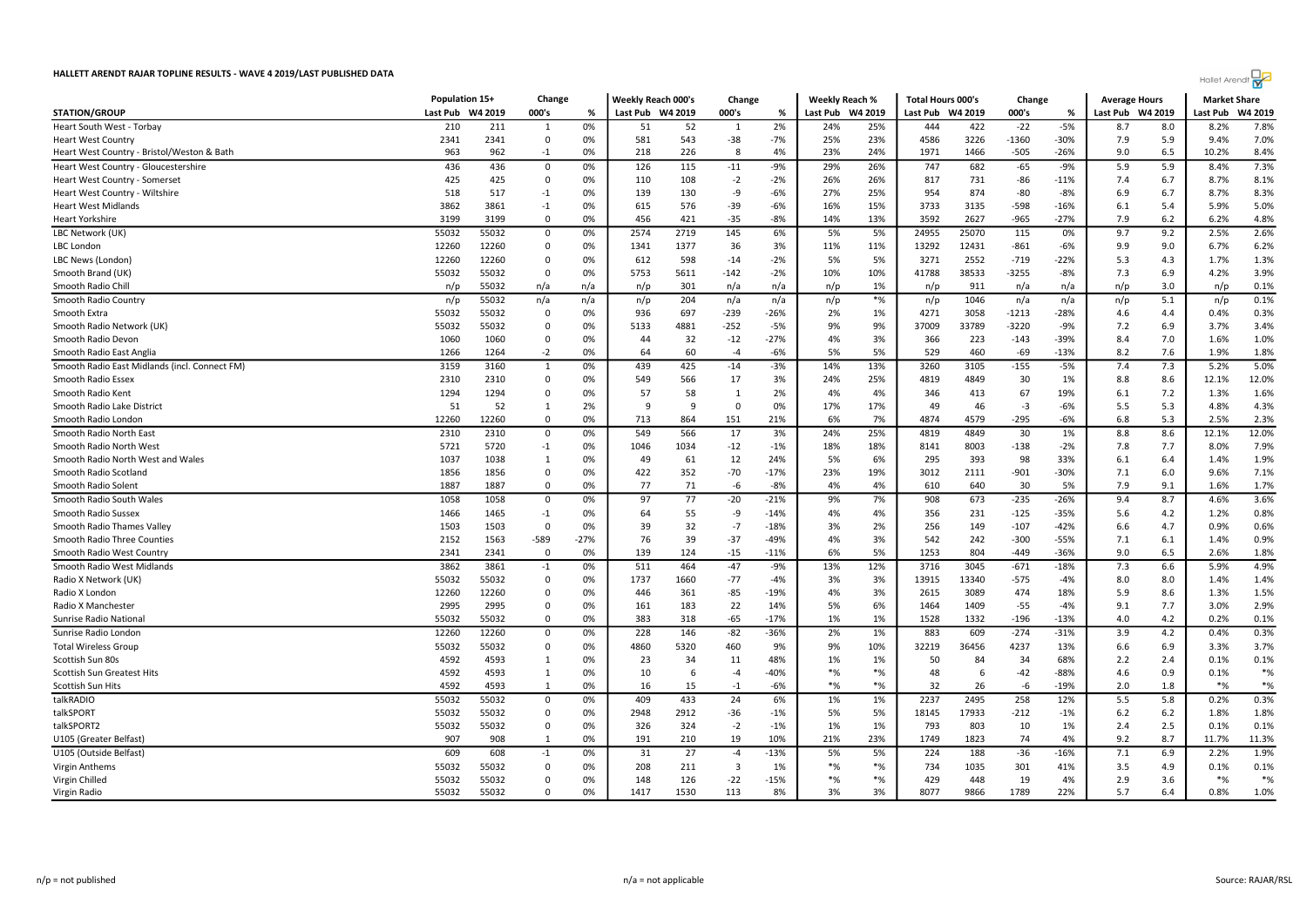# HALLETT ARENDT RAJAR TOPLINE RESULTS - WAVE 4 2019/LAST PUBLISHED DATA

| STATION/GROUP | Population 15+ | | Change | | Weekly Reach 000's | | Change | | Weekly Reach % | | Total Hours 000's | | Change | | Average Hours | | Market Share | |
|---|---|---|---|---|---|---|---|---|---|---|---|---|---|---|---|---|---|---|
| | Last Pub | W4 2019 | 000's | % | Last Pub | W4 2019 | 000's | % | Last Pub | W4 2019 | Last Pub | W4 2019 | 000's | % | Last Pub | W4 2019 | Last Pub | W4 2019 |
| Heart South West - Torbay | 210 | 211 | 1 | 0% | 51 | 52 | 1 | 2% | 24% | 25% | 444 | 422 | -22 | -5% | 8.7 | 8.0 | 8.2% | 7.8% |
| Heart West Country | 2341 | 2341 | 0 | 0% | 581 | 543 | -38 | -7% | 25% | 23% | 4586 | 3226 | -1360 | -30% | 7.9 | 5.9 | 9.4% | 7.0% |
| Heart West Country - Bristol/Weston & Bath | 963 | 962 | -1 | 0% | 218 | 226 | 8 | 4% | 23% | 24% | 1971 | 1466 | -505 | -26% | 9.0 | 6.5 | 10.2% | 8.4% |
| Heart West Country - Gloucestershire | 436 | 436 | 0 | 0% | 126 | 115 | -11 | -9% | 29% | 26% | 747 | 682 | -65 | -9% | 5.9 | 5.9 | 8.4% | 7.3% |
| Heart West Country - Somerset | 425 | 425 | 0 | 0% | 110 | 108 | -2 | -2% | 26% | 26% | 817 | 731 | -86 | -11% | 7.4 | 6.7 | 8.7% | 8.1% |
| Heart West Country - Wiltshire | 518 | 517 | -1 | 0% | 139 | 130 | -9 | -6% | 27% | 25% | 954 | 874 | -80 | -8% | 6.9 | 6.7 | 8.7% | 8.3% |
| Heart West Midlands | 3862 | 3861 | -1 | 0% | 615 | 576 | -39 | -6% | 16% | 15% | 3733 | 3135 | -598 | -16% | 6.1 | 5.4 | 5.9% | 5.0% |
| Heart Yorkshire | 3199 | 3199 | 0 | 0% | 456 | 421 | -35 | -8% | 14% | 13% | 3592 | 2627 | -965 | -27% | 7.9 | 6.2 | 6.2% | 4.8% |
| LBC Network (UK) | 55032 | 55032 | 0 | 0% | 2574 | 2719 | 145 | 6% | 5% | 5% | 24955 | 25070 | 115 | 0% | 9.7 | 9.2 | 2.5% | 2.6% |
| LBC London | 12260 | 12260 | 0 | 0% | 1341 | 1377 | 36 | 3% | 11% | 11% | 13292 | 12431 | -861 | -6% | 9.9 | 9.0 | 6.7% | 6.2% |
| LBC News (London) | 12260 | 12260 | 0 | 0% | 612 | 598 | -14 | -2% | 5% | 5% | 3271 | 2552 | -719 | -22% | 5.3 | 4.3 | 1.7% | 1.3% |
| Smooth Brand (UK) | 55032 | 55032 | 0 | 0% | 5753 | 5611 | -142 | -2% | 10% | 10% | 41788 | 38533 | -3255 | -8% | 7.3 | 6.9 | 4.2% | 3.9% |
| Smooth Radio Chill | n/p | 55032 | n/a | n/a | n/p | 301 | n/a | n/a | n/p | 1% | n/p | 911 | n/a | n/a | n/p | 3.0 | n/p | 0.1% |
| Smooth Radio Country | n/p | 55032 | n/a | n/a | n/p | 204 | n/a | n/a | n/p | *% | n/p | 1046 | n/a | n/a | n/p | 5.1 | n/p | 0.1% |
| Smooth Extra | 55032 | 55032 | 0 | 0% | 936 | 697 | -239 | -26% | 2% | 1% | 4271 | 3058 | -1213 | -28% | 4.6 | 4.4 | 0.4% | 0.3% |
| Smooth Radio Network (UK) | 55032 | 55032 | 0 | 0% | 5133 | 4881 | -252 | -5% | 9% | 9% | 37009 | 33789 | -3220 | -9% | 7.2 | 6.9 | 3.7% | 3.4% |
| Smooth Radio Devon | 1060 | 1060 | 0 | 0% | 44 | 32 | -12 | -27% | 4% | 3% | 366 | 223 | -143 | -39% | 8.4 | 7.0 | 1.6% | 1.0% |
| Smooth Radio East Anglia | 1266 | 1264 | -2 | 0% | 64 | 60 | -4 | -6% | 5% | 5% | 529 | 460 | -69 | -13% | 8.2 | 7.6 | 1.9% | 1.8% |
| Smooth Radio East Midlands (incl. Connect FM) | 3159 | 3160 | 1 | 0% | 439 | 425 | -14 | -3% | 14% | 13% | 3260 | 3105 | -155 | -5% | 7.4 | 7.3 | 5.2% | 5.0% |
| Smooth Radio Essex | 2310 | 2310 | 0 | 0% | 549 | 566 | 17 | 3% | 24% | 25% | 4819 | 4849 | 30 | 1% | 8.8 | 8.6 | 12.1% | 12.0% |
| Smooth Radio Kent | 1294 | 1294 | 0 | 0% | 57 | 58 | 1 | 2% | 4% | 4% | 346 | 413 | 67 | 19% | 6.1 | 7.2 | 1.3% | 1.6% |
| Smooth Radio Lake District | 51 | 52 | 1 | 2% | 9 | 9 | 0 | 0% | 17% | 17% | 49 | 46 | -3 | -6% | 5.5 | 5.3 | 4.8% | 4.3% |
| Smooth Radio London | 12260 | 12260 | 0 | 0% | 713 | 864 | 151 | 21% | 6% | 7% | 4874 | 4579 | -295 | -6% | 6.8 | 5.3 | 2.5% | 2.3% |
| Smooth Radio North East | 2310 | 2310 | 0 | 0% | 549 | 566 | 17 | 3% | 24% | 25% | 4819 | 4849 | 30 | 1% | 8.8 | 8.6 | 12.1% | 12.0% |
| Smooth Radio North West | 5721 | 5720 | -1 | 0% | 1046 | 1034 | -12 | -1% | 18% | 18% | 8141 | 8003 | -138 | -2% | 7.8 | 7.7 | 8.0% | 7.9% |
| Smooth Radio North West and Wales | 1037 | 1038 | 1 | 0% | 49 | 61 | 12 | 24% | 5% | 6% | 295 | 393 | 98 | 33% | 6.1 | 6.4 | 1.4% | 1.9% |
| Smooth Radio Scotland | 1856 | 1856 | 0 | 0% | 422 | 352 | -70 | -17% | 23% | 19% | 3012 | 2111 | -901 | -30% | 7.1 | 6.0 | 9.6% | 7.1% |
| Smooth Radio Solent | 1887 | 1887 | 0 | 0% | 77 | 71 | -6 | -8% | 4% | 4% | 610 | 640 | 30 | 5% | 7.9 | 9.1 | 1.6% | 1.7% |
| Smooth Radio South Wales | 1058 | 1058 | 0 | 0% | 97 | 77 | -20 | -21% | 9% | 7% | 908 | 673 | -235 | -26% | 9.4 | 8.7 | 4.6% | 3.6% |
| Smooth Radio Sussex | 1466 | 1465 | -1 | 0% | 64 | 55 | -9 | -14% | 4% | 4% | 356 | 231 | -125 | -35% | 5.6 | 4.2 | 1.2% | 0.8% |
| Smooth Radio Thames Valley | 1503 | 1503 | 0 | 0% | 39 | 32 | -7 | -18% | 3% | 2% | 256 | 149 | -107 | -42% | 6.6 | 4.7 | 0.9% | 0.6% |
| Smooth Radio Three Counties | 2152 | 1563 | -589 | -27% | 76 | 39 | -37 | -49% | 4% | 3% | 542 | 242 | -300 | -55% | 7.1 | 6.1 | 1.4% | 0.9% |
| Smooth Radio West Country | 2341 | 2341 | 0 | 0% | 139 | 124 | -15 | -11% | 6% | 5% | 1253 | 804 | -449 | -36% | 9.0 | 6.5 | 2.6% | 1.8% |
| Smooth Radio West Midlands | 3862 | 3861 | -1 | 0% | 511 | 464 | -47 | -9% | 13% | 12% | 3716 | 3045 | -671 | -18% | 7.3 | 6.6 | 5.9% | 4.9% |
| Radio X Network (UK) | 55032 | 55032 | 0 | 0% | 1737 | 1660 | -77 | -4% | 3% | 3% | 13915 | 13340 | -575 | -4% | 8.0 | 8.0 | 1.4% | 1.4% |
| Radio X London | 12260 | 12260 | 0 | 0% | 446 | 361 | -85 | -19% | 4% | 3% | 2615 | 3089 | 474 | 18% | 5.9 | 8.6 | 1.3% | 1.5% |
| Radio X Manchester | 2995 | 2995 | 0 | 0% | 161 | 183 | 22 | 14% | 5% | 6% | 1464 | 1409 | -55 | -4% | 9.1 | 7.7 | 3.0% | 2.9% |
| Sunrise Radio National | 55032 | 55032 | 0 | 0% | 383 | 318 | -65 | -17% | 1% | 1% | 1528 | 1332 | -196 | -13% | 4.0 | 4.2 | 0.2% | 0.1% |
| Sunrise Radio London | 12260 | 12260 | 0 | 0% | 228 | 146 | -82 | -36% | 2% | 1% | 883 | 609 | -274 | -31% | 3.9 | 4.2 | 0.4% | 0.3% |
| Total Wireless Group | 55032 | 55032 | 0 | 0% | 4860 | 5320 | 460 | 9% | 9% | 10% | 32219 | 36456 | 4237 | 13% | 6.6 | 6.9 | 3.3% | 3.7% |
| Scottish Sun 80s | 4592 | 4593 | 1 | 0% | 23 | 34 | 11 | 48% | 1% | 1% | 50 | 84 | 34 | 68% | 2.2 | 2.4 | 0.1% | 0.1% |
| Scottish Sun Greatest Hits | 4592 | 4593 | 1 | 0% | 10 | 6 | -4 | -40% | *% | *% | 48 | 6 | -42 | -88% | 4.6 | 0.9 | 0.1% | *% |
| Scottish Sun Hits | 4592 | 4593 | 1 | 0% | 16 | 15 | -1 | -6% | *% | *% | 32 | 26 | -6 | -19% | 2.0 | 1.8 | *% | *% |
| talkRADIO | 55032 | 55032 | 0 | 0% | 409 | 433 | 24 | 6% | 1% | 1% | 2237 | 2495 | 258 | 12% | 5.5 | 5.8 | 0.2% | 0.3% |
| talkSPORT | 55032 | 55032 | 0 | 0% | 2948 | 2912 | -36 | -1% | 5% | 5% | 18145 | 17933 | -212 | -1% | 6.2 | 6.2 | 1.8% | 1.8% |
| talkSPORT2 | 55032 | 55032 | 0 | 0% | 326 | 324 | -2 | -1% | 1% | 1% | 793 | 803 | 10 | 1% | 2.4 | 2.5 | 0.1% | 0.1% |
| U105 (Greater Belfast) | 907 | 908 | 1 | 0% | 191 | 210 | 19 | 10% | 21% | 23% | 1749 | 1823 | 74 | 4% | 9.2 | 8.7 | 11.7% | 11.3% |
| U105 (Outside Belfast) | 609 | 608 | -1 | 0% | 31 | 27 | -4 | -13% | 5% | 5% | 224 | 188 | -36 | -16% | 7.1 | 6.9 | 2.2% | 1.9% |
| Virgin Anthems | 55032 | 55032 | 0 | 0% | 208 | 211 | 3 | 1% | *% | *% | 734 | 1035 | 301 | 41% | 3.5 | 4.9 | 0.1% | 0.1% |
| Virgin Chilled | 55032 | 55032 | 0 | 0% | 148 | 126 | -22 | -15% | *% | *% | 429 | 448 | 19 | 4% | 2.9 | 3.6 | *% | *% |
| Virgin Radio | 55032 | 55032 | 0 | 0% | 1417 | 1530 | 113 | 8% | 3% | 3% | 8077 | 9866 | 1789 | 22% | 5.7 | 6.4 | 0.8% | 1.0% |

n/p = not published    n/a = not applicable    Source: RAJAR/RSL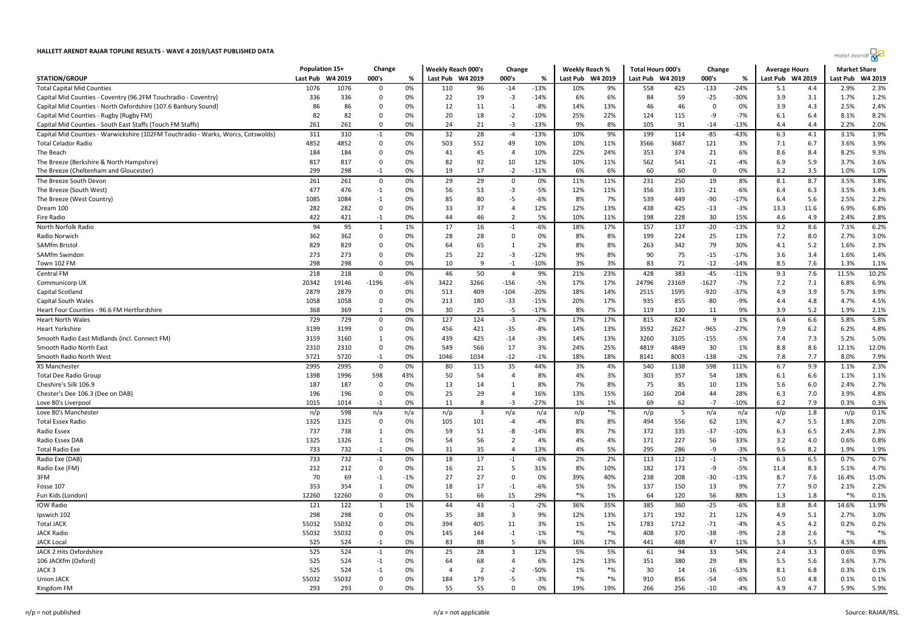# HALLETT ARENDT RAJAR TOPLINE RESULTS - WAVE 4 2019/LAST PUBLISHED DATA

| STATION/GROUP | Population 15+ | | Change | | Weekly Reach 000's | | Change | | Weekly Reach % | | Total Hours 000's | | Change | | Average Hours | | Market Share | |
|---|---|---|---|---|---|---|---|---|---|---|---|---|---|---|---|---|---|---|
| | Last Pub | W4 2019 | 000's | % | Last Pub | W4 2019 | 000's | % | Last Pub | W4 2019 | Last Pub | W4 2019 | 000's | % | Last Pub | W4 2019 | Last Pub | W4 2019 |
| Total Capital Mid Counties | 1076 | 1076 | 0 | 0% | 110 | 96 | -14 | -13% | 10% | 9% | 558 | 425 | -133 | -24% | 5.1 | 4.4 | 2.9% | 2.3% |
| Capital Mid Counties - Coventry (96.2FM Touchradio - Coventry) | 336 | 336 | 0 | 0% | 22 | 19 | -3 | -14% | 6% | 6% | 84 | 59 | -25 | -30% | 3.9 | 3.1 | 1.7% | 1.2% |
| Capital Mid Counties - North Oxfordshire (107.6 Banbury Sound) | 86 | 86 | 0 | 0% | 12 | 11 | -1 | -8% | 14% | 13% | 46 | 46 | 0 | 0% | 3.9 | 4.3 | 2.5% | 2.4% |
| Capital Mid Counties - Rugby (Rugby FM) | 82 | 82 | 0 | 0% | 20 | 18 | -2 | -10% | 25% | 22% | 124 | 115 | -9 | -7% | 6.1 | 6.4 | 8.1% | 8.2% |
| Capital Mid Counties - South East Staffs (Touch FM Staffs) | 261 | 261 | 0 | 0% | 24 | 21 | -3 | -13% | 9% | 8% | 105 | 91 | -14 | -13% | 4.4 | 4.4 | 2.2% | 2.0% |
| Capital Mid Counties - Warwickshire (102FM Touchradio - Warks, Worcs, Cotswolds) | 311 | 310 | -1 | 0% | 32 | 28 | -4 | -13% | 10% | 9% | 199 | 114 | -85 | -43% | 6.3 | 4.1 | 3.1% | 1.9% |
| Total Celador Radio | 4852 | 4852 | 0 | 0% | 503 | 552 | 49 | 10% | 10% | 11% | 3566 | 3687 | 121 | 3% | 7.1 | 6.7 | 3.6% | 3.9% |
| The Beach | 184 | 184 | 0 | 0% | 41 | 45 | 4 | 10% | 22% | 24% | 353 | 374 | 21 | 6% | 8.6 | 8.4 | 8.2% | 9.3% |
| The Breeze (Berkshire & North Hampshire) | 817 | 817 | 0 | 0% | 82 | 92 | 10 | 12% | 10% | 11% | 562 | 541 | -21 | -4% | 6.9 | 5.9 | 3.7% | 3.6% |
| The Breeze (Cheltenham and Gloucester) | 299 | 298 | -1 | 0% | 19 | 17 | -2 | -11% | 6% | 6% | 60 | 60 | 0 | 0% | 3.2 | 3.5 | 1.0% | 1.0% |
| The Breeze South Devon | 261 | 261 | 0 | 0% | 29 | 29 | 0 | 0% | 11% | 11% | 231 | 250 | 19 | 8% | 8.1 | 8.7 | 3.5% | 3.8% |
| The Breeze (South West) | 477 | 476 | -1 | 0% | 56 | 53 | -3 | -5% | 12% | 11% | 356 | 335 | -21 | -6% | 6.4 | 6.3 | 3.5% | 3.4% |
| The Breeze (West Country) | 1085 | 1084 | -1 | 0% | 85 | 80 | -5 | -6% | 8% | 7% | 539 | 449 | -90 | -17% | 6.4 | 5.6 | 2.5% | 2.2% |
| Dream 100 | 282 | 282 | 0 | 0% | 33 | 37 | 4 | 12% | 12% | 13% | 438 | 425 | -13 | -3% | 13.3 | 11.6 | 6.9% | 6.8% |
| Fire Radio | 422 | 421 | -1 | 0% | 44 | 46 | 2 | 5% | 10% | 11% | 198 | 228 | 30 | 15% | 4.6 | 4.9 | 2.4% | 2.8% |
| North Norfolk Radio | 94 | 95 | 1 | 1% | 17 | 16 | -1 | -6% | 18% | 17% | 157 | 137 | -20 | -13% | 9.2 | 8.6 | 7.1% | 6.2% |
| Radio Norwich | 362 | 362 | 0 | 0% | 28 | 28 | 0 | 0% | 8% | 8% | 199 | 224 | 25 | 13% | 7.2 | 8.0 | 2.7% | 3.0% |
| SAMfm Bristol | 829 | 829 | 0 | 0% | 64 | 65 | 1 | 2% | 8% | 8% | 263 | 342 | 79 | 30% | 4.1 | 5.2 | 1.6% | 2.3% |
| SAMfm Swindon | 273 | 273 | 0 | 0% | 25 | 22 | -3 | -12% | 9% | 8% | 90 | 75 | -15 | -17% | 3.6 | 3.4 | 1.6% | 1.4% |
| Town 102 FM | 298 | 298 | 0 | 0% | 10 | 9 | -1 | -10% | 3% | 3% | 83 | 71 | -12 | -14% | 8.5 | 7.6 | 1.3% | 1.1% |
| Central FM | 218 | 218 | 0 | 0% | 46 | 50 | 4 | 9% | 21% | 23% | 428 | 383 | -45 | -11% | 9.3 | 7.6 | 11.5% | 10.2% |
| Communicorp UK | 20342 | 19146 | -1196 | -6% | 3422 | 3266 | -156 | -5% | 17% | 17% | 24796 | 23169 | -1627 | -7% | 7.2 | 7.1 | 6.8% | 6.9% |
| Capital Scotland | 2879 | 2879 | 0 | 0% | 513 | 409 | -104 | -20% | 18% | 14% | 2515 | 1595 | -920 | -37% | 4.9 | 3.9 | 5.7% | 3.9% |
| Capital South Wales | 1058 | 1058 | 0 | 0% | 213 | 180 | -33 | -15% | 20% | 17% | 935 | 855 | -80 | -9% | 4.4 | 4.8 | 4.7% | 4.5% |
| Heart Four Counties - 96.6 FM Hertfordshire | 368 | 369 | 1 | 0% | 30 | 25 | -5 | -17% | 8% | 7% | 119 | 130 | 11 | 9% | 3.9 | 5.2 | 1.9% | 2.1% |
| Heart North Wales | 729 | 729 | 0 | 0% | 127 | 124 | -3 | -2% | 17% | 17% | 815 | 824 | 9 | 1% | 6.4 | 6.6 | 5.8% | 5.8% |
| Heart Yorkshire | 3199 | 3199 | 0 | 0% | 456 | 421 | -35 | -8% | 14% | 13% | 3592 | 2627 | -965 | -27% | 7.9 | 6.2 | 6.2% | 4.8% |
| Smooth Radio East Midlands (incl. Connect FM) | 3159 | 3160 | 1 | 0% | 439 | 425 | -14 | -3% | 14% | 13% | 3260 | 3105 | -155 | -5% | 7.4 | 7.3 | 5.2% | 5.0% |
| Smooth Radio North East | 2310 | 2310 | 0 | 0% | 549 | 566 | 17 | 3% | 24% | 25% | 4819 | 4849 | 30 | 1% | 8.8 | 8.6 | 12.1% | 12.0% |
| Smooth Radio North West | 5721 | 5720 | -1 | 0% | 1046 | 1034 | -12 | -1% | 18% | 18% | 8141 | 8003 | -138 | -2% | 7.8 | 7.7 | 8.0% | 7.9% |
| XS Manchester | 2995 | 2995 | 0 | 0% | 80 | 115 | 35 | 44% | 3% | 4% | 540 | 1138 | 598 | 111% | 6.7 | 9.9 | 1.1% | 2.3% |
| Total Dee Radio Group | 1398 | 1996 | 598 | 43% | 50 | 54 | 4 | 8% | 4% | 3% | 303 | 357 | 54 | 18% | 6.1 | 6.6 | 1.1% | 1.1% |
| Cheshire's Silk 106.9 | 187 | 187 | 0 | 0% | 13 | 14 | 1 | 8% | 7% | 8% | 75 | 85 | 10 | 13% | 5.6 | 6.0 | 2.4% | 2.7% |
| Chester's Dee 106.3 (Dee on DAB) | 196 | 196 | 0 | 0% | 25 | 29 | 4 | 16% | 13% | 15% | 160 | 204 | 44 | 28% | 6.3 | 7.0 | 3.9% | 4.8% |
| Love 80's Liverpool | 1015 | 1014 | -1 | 0% | 11 | 8 | -3 | -27% | 1% | 1% | 69 | 62 | -7 | -10% | 6.2 | 7.9 | 0.3% | 0.3% |
| Love 80's Manchester | n/p | 598 | n/a | n/a | n/p | 3 | n/a | n/a | n/p | *% | n/p | 5 | n/a | n/a | n/p | 1.8 | n/p | 0.1% |
| Total Essex Radio | 1325 | 1325 | 0 | 0% | 105 | 101 | -4 | -4% | 8% | 8% | 494 | 556 | 62 | 13% | 4.7 | 5.5 | 1.8% | 2.0% |
| Radio Essex | 737 | 738 | 1 | 0% | 59 | 51 | -8 | -14% | 8% | 7% | 372 | 335 | -37 | -10% | 6.3 | 6.5 | 2.4% | 2.3% |
| Radio Essex DAB | 1325 | 1326 | 1 | 0% | 54 | 56 | 2 | 4% | 4% | 4% | 171 | 227 | 56 | 33% | 3.2 | 4.0 | 0.6% | 0.8% |
| Total Radio Exe | 733 | 732 | -1 | 0% | 31 | 35 | 4 | 13% | 4% | 5% | 295 | 286 | -9 | -3% | 9.6 | 8.2 | 1.9% | 1.9% |
| Radio Exe (DAB) | 733 | 732 | -1 | 0% | 18 | 17 | -1 | -6% | 2% | 2% | 113 | 112 | -1 | -1% | 6.3 | 6.5 | 0.7% | 0.7% |
| Radio Exe (FM) | 212 | 212 | 0 | 0% | 16 | 21 | 5 | 31% | 8% | 10% | 182 | 173 | -9 | -5% | 11.4 | 8.3 | 5.1% | 4.7% |
| 3FM | 70 | 69 | -1 | -1% | 27 | 27 | 0 | 0% | 39% | 40% | 238 | 208 | -30 | -13% | 8.7 | 7.6 | 16.4% | 15.0% |
| Fosse 107 | 353 | 354 | 1 | 0% | 18 | 17 | -1 | -6% | 5% | 5% | 137 | 150 | 13 | 9% | 7.7 | 9.0 | 2.1% | 2.2% |
| Fun Kids (London) | 12260 | 12260 | 0 | 0% | 51 | 66 | 15 | 29% | *% | 1% | 64 | 120 | 56 | 88% | 1.3 | 1.8 | *% | 0.1% |
| IOW Radio | 121 | 122 | 1 | 1% | 44 | 43 | -1 | -2% | 36% | 35% | 385 | 360 | -25 | -6% | 8.8 | 8.4 | 14.6% | 13.9% |
| Ipswich 102 | 298 | 298 | 0 | 0% | 35 | 38 | 3 | 9% | 12% | 13% | 171 | 192 | 21 | 12% | 4.9 | 5.1 | 2.7% | 3.0% |
| Total JACK | 55032 | 55032 | 0 | 0% | 394 | 405 | 11 | 3% | 1% | 1% | 1783 | 1712 | -71 | -4% | 4.5 | 4.2 | 0.2% | 0.2% |
| JACK Radio | 55032 | 55032 | 0 | 0% | 145 | 144 | -1 | -1% | *% | *% | 408 | 370 | -38 | -9% | 2.8 | 2.6 | *% | *% |
| JACK Local | 525 | 524 | -1 | 0% | 83 | 88 | 5 | 6% | 16% | 17% | 441 | 488 | 47 | 11% | 5.3 | 5.5 | 4.5% | 4.8% |
| JACK 2 Hits Oxfordshire | 525 | 524 | -1 | 0% | 25 | 28 | 3 | 12% | 5% | 5% | 61 | 94 | 33 | 54% | 2.4 | 3.3 | 0.6% | 0.9% |
| 106 JACKfm (Oxford) | 525 | 524 | -1 | 0% | 64 | 68 | 4 | 6% | 12% | 13% | 351 | 380 | 29 | 8% | 5.5 | 5.6 | 3.6% | 3.7% |
| JACK 3 | 525 | 524 | -1 | 0% | 4 | 2 | -2 | -50% | 1% | *% | 30 | 14 | -16 | -53% | 8.1 | 6.8 | 0.3% | 0.1% |
| Union JACK | 55032 | 55032 | 0 | 0% | 184 | 179 | -5 | -3% | *% | *% | 910 | 856 | -54 | -6% | 5.0 | 4.8 | 0.1% | 0.1% |
| Kingdom FM | 293 | 293 | 0 | 0% | 55 | 55 | 0 | 0% | 19% | 19% | 266 | 256 | -10 | -4% | 4.9 | 4.7 | 5.9% | 5.9% |

n/p = not published

n/a = not applicable

Source: RAJAR/RSL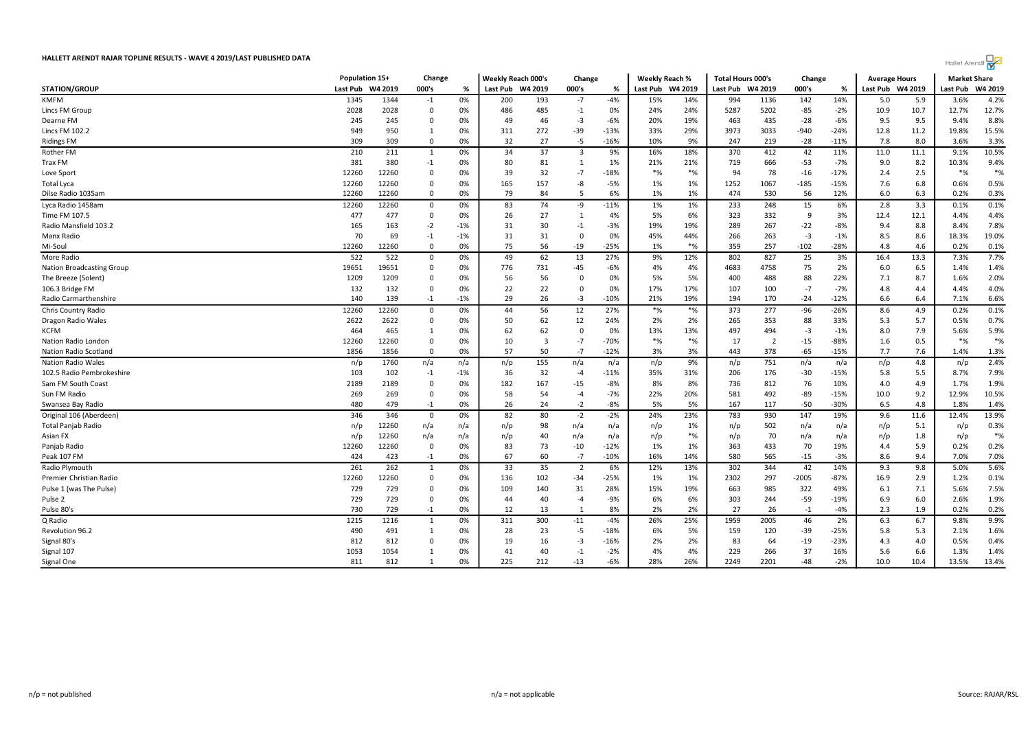# HALLETT ARENDT RAJAR TOPLINE RESULTS - WAVE 4 2019/LAST PUBLISHED DATA

| STATION/GROUP | Population 15+ | | Change | | Weekly Reach 000's | | Change | | Weekly Reach % | | Total Hours 000's | | Change | | Average Hours | | Market Share | |
|---|---|---|---|---|---|---|---|---|---|---|---|---|---|---|---|---|---|---|
| | Last Pub | W4 2019 | 000's | % | Last Pub | W4 2019 | 000's | % | Last Pub | W4 2019 | Last Pub | W4 2019 | 000's | % | Last Pub | W4 2019 | Last Pub | W4 2019 |
| KMFM | 1345 | 1344 | -1 | 0% | 200 | 193 | -7 | -4% | 15% | 14% | 994 | 1136 | 142 | 14% | 5.0 | 5.9 | 3.6% | 4.2% |
| Lincs FM Group | 2028 | 2028 | 0 | 0% | 486 | 485 | -1 | 0% | 24% | 24% | 5287 | 5202 | -85 | -2% | 10.9 | 10.7 | 12.7% | 12.7% |
| Dearne FM | 245 | 245 | 0 | 0% | 49 | 46 | -3 | -6% | 20% | 19% | 463 | 435 | -28 | -6% | 9.5 | 9.5 | 9.4% | 8.8% |
| Lincs FM 102.2 | 949 | 950 | 1 | 0% | 311 | 272 | -39 | -13% | 33% | 29% | 3973 | 3033 | -940 | -24% | 12.8 | 11.2 | 19.8% | 15.5% |
| Ridings FM | 309 | 309 | 0 | 0% | 32 | 27 | -5 | -16% | 10% | 9% | 247 | 219 | -28 | -11% | 7.8 | 8.0 | 3.6% | 3.3% |
| Rother FM | 210 | 211 | 1 | 0% | 34 | 37 | 3 | 9% | 16% | 18% | 370 | 412 | 42 | 11% | 11.0 | 11.1 | 9.1% | 10.5% |
| Trax FM | 381 | 380 | -1 | 0% | 80 | 81 | 1 | 1% | 21% | 21% | 719 | 666 | -53 | -7% | 9.0 | 8.2 | 10.3% | 9.4% |
| Love Sport | 12260 | 12260 | 0 | 0% | 39 | 32 | -7 | -18% | *% | *% | 94 | 78 | -16 | -17% | 2.4 | 2.5 | *% | *% |
| Total Lyca | 12260 | 12260 | 0 | 0% | 165 | 157 | -8 | -5% | 1% | 1% | 1252 | 1067 | -185 | -15% | 7.6 | 6.8 | 0.6% | 0.5% |
| Dilse Radio 1035am | 12260 | 12260 | 0 | 0% | 79 | 84 | 5 | 6% | 1% | 1% | 474 | 530 | 56 | 12% | 6.0 | 6.3 | 0.2% | 0.3% |
| Lyca Radio 1458am | 12260 | 12260 | 0 | 0% | 83 | 74 | -9 | -11% | 1% | 1% | 233 | 248 | 15 | 6% | 2.8 | 3.3 | 0.1% | 0.1% |
| Time FM 107.5 | 477 | 477 | 0 | 0% | 26 | 27 | 1 | 4% | 5% | 6% | 323 | 332 | 9 | 3% | 12.4 | 12.1 | 4.4% | 4.4% |
| Radio Mansfield 103.2 | 165 | 163 | -2 | -1% | 31 | 30 | -1 | -3% | 19% | 19% | 289 | 267 | -22 | -8% | 9.4 | 8.8 | 8.4% | 7.8% |
| Manx Radio | 70 | 69 | -1 | -1% | 31 | 31 | 0 | 0% | 45% | 44% | 266 | 263 | -3 | -1% | 8.5 | 8.6 | 18.3% | 19.0% |
| Mi-Soul | 12260 | 12260 | 0 | 0% | 75 | 56 | -19 | -25% | 1% | *% | 359 | 257 | -102 | -28% | 4.8 | 4.6 | 0.2% | 0.1% |
| More Radio | 522 | 522 | 0 | 0% | 49 | 62 | 13 | 27% | 9% | 12% | 802 | 827 | 25 | 3% | 16.4 | 13.3 | 7.3% | 7.7% |
| Nation Broadcasting Group | 19651 | 19651 | 0 | 0% | 776 | 731 | -45 | -6% | 4% | 4% | 4683 | 4758 | 75 | 2% | 6.0 | 6.5 | 1.4% | 1.4% |
| The Breeze (Solent) | 1209 | 1209 | 0 | 0% | 56 | 56 | 0 | 0% | 5% | 5% | 400 | 488 | 88 | 22% | 7.1 | 8.7 | 1.6% | 2.0% |
| 106.3 Bridge FM | 132 | 132 | 0 | 0% | 22 | 22 | 0 | 0% | 17% | 17% | 107 | 100 | -7 | -7% | 4.8 | 4.4 | 4.4% | 4.0% |
| Radio Carmarthenshire | 140 | 139 | -1 | -1% | 29 | 26 | -3 | -10% | 21% | 19% | 194 | 170 | -24 | -12% | 6.6 | 6.4 | 7.1% | 6.6% |
| Chris Country Radio | 12260 | 12260 | 0 | 0% | 44 | 56 | 12 | 27% | *% | *% | 373 | 277 | -96 | -26% | 8.6 | 4.9 | 0.2% | 0.1% |
| Dragon Radio Wales | 2622 | 2622 | 0 | 0% | 50 | 62 | 12 | 24% | 2% | 2% | 265 | 353 | 88 | 33% | 5.3 | 5.7 | 0.5% | 0.7% |
| KCFM | 464 | 465 | 1 | 0% | 62 | 62 | 0 | 0% | 13% | 13% | 497 | 494 | -3 | -1% | 8.0 | 7.9 | 5.6% | 5.9% |
| Nation Radio London | 12260 | 12260 | 0 | 0% | 10 | 3 | -7 | -70% | *% | *% | 17 | 2 | -15 | -88% | 1.6 | 0.5 | *% | *% |
| Nation Radio Scotland | 1856 | 1856 | 0 | 0% | 57 | 50 | -7 | -12% | 3% | 3% | 443 | 378 | -65 | -15% | 7.7 | 7.6 | 1.4% | 1.3% |
| Nation Radio Wales | n/p | 1760 | n/a | n/a | n/p | 155 | n/a | n/a | n/p | 9% | n/p | 751 | n/a | n/a | n/p | 4.8 | n/p | 2.4% |
| 102.5 Radio Pembrokeshire | 103 | 102 | -1 | -1% | 36 | 32 | -4 | -11% | 35% | 31% | 206 | 176 | -30 | -15% | 5.8 | 5.5 | 8.7% | 7.9% |
| Sam FM South Coast | 2189 | 2189 | 0 | 0% | 182 | 167 | -15 | -8% | 8% | 8% | 736 | 812 | 76 | 10% | 4.0 | 4.9 | 1.7% | 1.9% |
| Sun FM Radio | 269 | 269 | 0 | 0% | 58 | 54 | -4 | -7% | 22% | 20% | 581 | 492 | -89 | -15% | 10.0 | 9.2 | 12.9% | 10.5% |
| Swansea Bay Radio | 480 | 479 | -1 | 0% | 26 | 24 | -2 | -8% | 5% | 5% | 167 | 117 | -50 | -30% | 6.5 | 4.8 | 1.8% | 1.4% |
| Original 106 (Aberdeen) | 346 | 346 | 0 | 0% | 82 | 80 | -2 | -2% | 24% | 23% | 783 | 930 | 147 | 19% | 9.6 | 11.6 | 12.4% | 13.9% |
| Total Panjab Radio | n/p | 12260 | n/a | n/a | n/p | 98 | n/a | n/a | n/p | 1% | n/p | 502 | n/a | n/a | n/p | 5.1 | n/p | 0.3% |
| Asian FX | n/p | 12260 | n/a | n/a | n/p | 40 | n/a | n/a | n/p | *% | n/p | 70 | n/a | n/a | n/p | 1.8 | n/p | *% |
| Panjab Radio | 12260 | 12260 | 0 | 0% | 83 | 73 | -10 | -12% | 1% | 1% | 363 | 433 | 70 | 19% | 4.4 | 5.9 | 0.2% | 0.2% |
| Peak 107 FM | 424 | 423 | -1 | 0% | 67 | 60 | -7 | -10% | 16% | 14% | 580 | 565 | -15 | -3% | 8.6 | 9.4 | 7.0% | 7.0% |
| Radio Plymouth | 261 | 262 | 1 | 0% | 33 | 35 | 2 | 6% | 12% | 13% | 302 | 344 | 42 | 14% | 9.3 | 9.8 | 5.0% | 5.6% |
| Premier Christian Radio | 12260 | 12260 | 0 | 0% | 136 | 102 | -34 | -25% | 1% | 1% | 2302 | 297 | -2005 | -87% | 16.9 | 2.9 | 1.2% | 0.1% |
| Pulse 1 (was The Pulse) | 729 | 729 | 0 | 0% | 109 | 140 | 31 | 28% | 15% | 19% | 663 | 985 | 322 | 49% | 6.1 | 7.1 | 5.6% | 7.5% |
| Pulse 2 | 729 | 729 | 0 | 0% | 44 | 40 | -4 | -9% | 6% | 6% | 303 | 244 | -59 | -19% | 6.9 | 6.0 | 2.6% | 1.9% |
| Pulse 80's | 730 | 729 | -1 | 0% | 12 | 13 | 1 | 8% | 2% | 2% | 27 | 26 | -1 | -4% | 2.3 | 1.9 | 0.2% | 0.2% |
| Q Radio | 1215 | 1216 | 1 | 0% | 311 | 300 | -11 | -4% | 26% | 25% | 1959 | 2005 | 46 | 2% | 6.3 | 6.7 | 9.8% | 9.9% |
| Revolution 96.2 | 490 | 491 | 1 | 0% | 28 | 23 | -5 | -18% | 6% | 5% | 159 | 120 | -39 | -25% | 5.8 | 5.3 | 2.1% | 1.6% |
| Signal 80's | 812 | 812 | 0 | 0% | 19 | 16 | -3 | -16% | 2% | 2% | 83 | 64 | -19 | -23% | 4.3 | 4.0 | 0.5% | 0.4% |
| Signal 107 | 1053 | 1054 | 1 | 0% | 41 | 40 | -1 | -2% | 4% | 4% | 229 | 266 | 37 | 16% | 5.6 | 6.6 | 1.3% | 1.4% |
| Signal One | 811 | 812 | 1 | 0% | 225 | 212 | -13 | -6% | 28% | 26% | 2249 | 2201 | -48 | -2% | 10.0 | 10.4 | 13.5% | 13.4% |

n/p = not published    n/a = not applicable    Source: RAJAR/RSL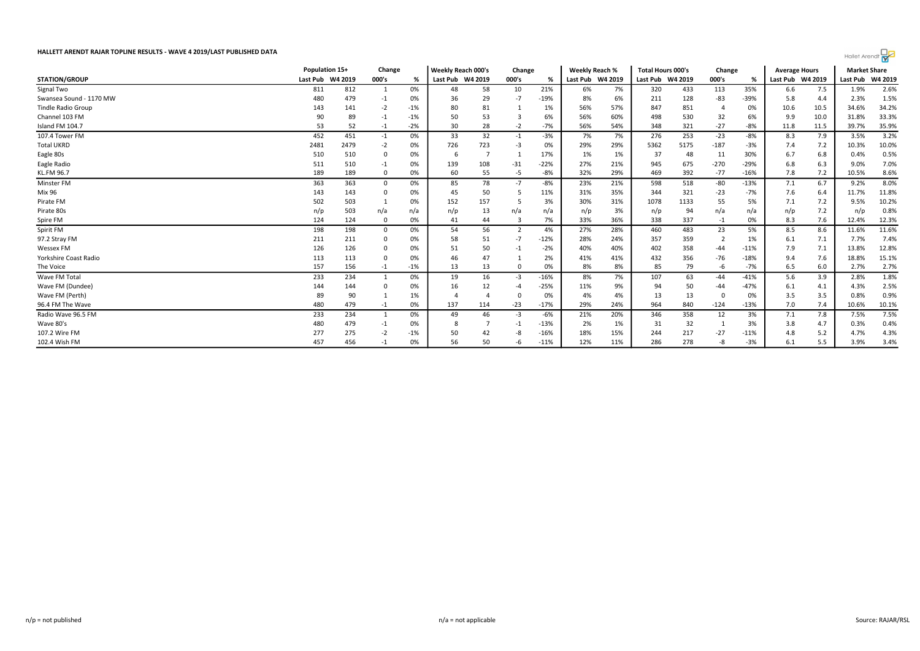## HALLETT ARENDT RAJAR TOPLINE RESULTS - WAVE 4 2019/LAST PUBLISHED DATA

| STATION/GROUP | Population 15+ | | Change | | Weekly Reach 000's | | Change | | Weekly Reach % | | Total Hours 000's | | Change | | Average Hours | | Market Share | |
|---|---|---|---|---|---|---|---|---|---|---|---|---|---|---|---|---|---|---|
| | Last Pub | W4 2019 | 000's | % | Last Pub | W4 2019 | 000's | % | Last Pub | W4 2019 | Last Pub | W4 2019 | 000's | % | Last Pub | W4 2019 | Last Pub | W4 2019 |
| Signal Two | 811 | 812 | 1 | 0% | 48 | 58 | 10 | 21% | 6% | 7% | 320 | 433 | 113 | 35% | 6.6 | 7.5 | 1.9% | 2.6% |
| Swansea Sound - 1170 MW | 480 | 479 | -1 | 0% | 36 | 29 | -7 | -19% | 8% | 6% | 211 | 128 | -83 | -39% | 5.8 | 4.4 | 2.3% | 1.5% |
| Tindle Radio Group | 143 | 141 | -2 | -1% | 80 | 81 | 1 | 1% | 56% | 57% | 847 | 851 | 4 | 0% | 10.6 | 10.5 | 34.6% | 34.2% |
| Channel 103 FM | 90 | 89 | -1 | -1% | 50 | 53 | 3 | 6% | 56% | 60% | 498 | 530 | 32 | 6% | 9.9 | 10.0 | 31.8% | 33.3% |
| Island FM 104.7 | 53 | 52 | -1 | -2% | 30 | 28 | -2 | -7% | 56% | 54% | 348 | 321 | -27 | -8% | 11.8 | 11.5 | 39.7% | 35.9% |
| 107.4 Tower FM | 452 | 451 | -1 | 0% | 33 | 32 | -1 | -3% | 7% | 7% | 276 | 253 | -23 | -8% | 8.3 | 7.9 | 3.5% | 3.2% |
| Total UKRD | 2481 | 2479 | -2 | 0% | 726 | 723 | -3 | 0% | 29% | 29% | 5362 | 5175 | -187 | -3% | 7.4 | 7.2 | 10.3% | 10.0% |
| Eagle 80s | 510 | 510 | 0 | 0% | 6 | 7 | 1 | 17% | 1% | 1% | 37 | 48 | 11 | 30% | 6.7 | 6.8 | 0.4% | 0.5% |
| Eagle Radio | 511 | 510 | -1 | 0% | 139 | 108 | -31 | -22% | 27% | 21% | 945 | 675 | -270 | -29% | 6.8 | 6.3 | 9.0% | 7.0% |
| KL.FM 96.7 | 189 | 189 | 0 | 0% | 60 | 55 | -5 | -8% | 32% | 29% | 469 | 392 | -77 | -16% | 7.8 | 7.2 | 10.5% | 8.6% |
| Minster FM | 363 | 363 | 0 | 0% | 85 | 78 | -7 | -8% | 23% | 21% | 598 | 518 | -80 | -13% | 7.1 | 6.7 | 9.2% | 8.0% |
| Mix 96 | 143 | 143 | 0 | 0% | 45 | 50 | 5 | 11% | 31% | 35% | 344 | 321 | -23 | -7% | 7.6 | 6.4 | 11.7% | 11.8% |
| Pirate FM | 502 | 503 | 1 | 0% | 152 | 157 | 5 | 3% | 30% | 31% | 1078 | 1133 | 55 | 5% | 7.1 | 7.2 | 9.5% | 10.2% |
| Pirate 80s | n/p | 503 | n/a | n/a | n/p | 13 | n/a | n/a | n/p | 3% | n/p | 94 | n/a | n/a | n/p | 7.2 | n/p | 0.8% |
| Spire FM | 124 | 124 | 0 | 0% | 41 | 44 | 3 | 7% | 33% | 36% | 338 | 337 | -1 | 0% | 8.3 | 7.6 | 12.4% | 12.3% |
| Spirit FM | 198 | 198 | 0 | 0% | 54 | 56 | 2 | 4% | 27% | 28% | 460 | 483 | 23 | 5% | 8.5 | 8.6 | 11.6% | 11.6% |
| 97.2 Stray FM | 211 | 211 | 0 | 0% | 58 | 51 | -7 | -12% | 28% | 24% | 357 | 359 | 2 | 1% | 6.1 | 7.1 | 7.7% | 7.4% |
| Wessex FM | 126 | 126 | 0 | 0% | 51 | 50 | -1 | -2% | 40% | 40% | 402 | 358 | -44 | -11% | 7.9 | 7.1 | 13.8% | 12.8% |
| Yorkshire Coast Radio | 113 | 113 | 0 | 0% | 46 | 47 | 1 | 2% | 41% | 41% | 432 | 356 | -76 | -18% | 9.4 | 7.6 | 18.8% | 15.1% |
| The Voice | 157 | 156 | -1 | -1% | 13 | 13 | 0 | 0% | 8% | 8% | 85 | 79 | -6 | -7% | 6.5 | 6.0 | 2.7% | 2.7% |
| Wave FM Total | 233 | 234 | 1 | 0% | 19 | 16 | -3 | -16% | 8% | 7% | 107 | 63 | -44 | -41% | 5.6 | 3.9 | 2.8% | 1.8% |
| Wave FM (Dundee) | 144 | 144 | 0 | 0% | 16 | 12 | -4 | -25% | 11% | 9% | 94 | 50 | -44 | -47% | 6.1 | 4.1 | 4.3% | 2.5% |
| Wave FM (Perth) | 89 | 90 | 1 | 1% | 4 | 4 | 0 | 0% | 4% | 4% | 13 | 13 | 0 | 0% | 3.5 | 3.5 | 0.8% | 0.9% |
| 96.4 FM The Wave | 480 | 479 | -1 | 0% | 137 | 114 | -23 | -17% | 29% | 24% | 964 | 840 | -124 | -13% | 7.0 | 7.4 | 10.6% | 10.1% |
| Radio Wave 96.5 FM | 233 | 234 | 1 | 0% | 49 | 46 | -3 | -6% | 21% | 20% | 346 | 358 | 12 | 3% | 7.1 | 7.8 | 7.5% | 7.5% |
| Wave 80's | 480 | 479 | -1 | 0% | 8 | 7 | -1 | -13% | 2% | 1% | 31 | 32 | 1 | 3% | 3.8 | 4.7 | 0.3% | 0.4% |
| 107.2 Wire FM | 277 | 275 | -2 | -1% | 50 | 42 | -8 | -16% | 18% | 15% | 244 | 217 | -27 | -11% | 4.8 | 5.2 | 4.7% | 4.3% |
| 102.4 Wish FM | 457 | 456 | -1 | 0% | 56 | 50 | -6 | -11% | 12% | 11% | 286 | 278 | -8 | -3% | 6.1 | 5.5 | 3.9% | 3.4% |

n/p = not published n/a = not applicable Source: RAJAR/RSL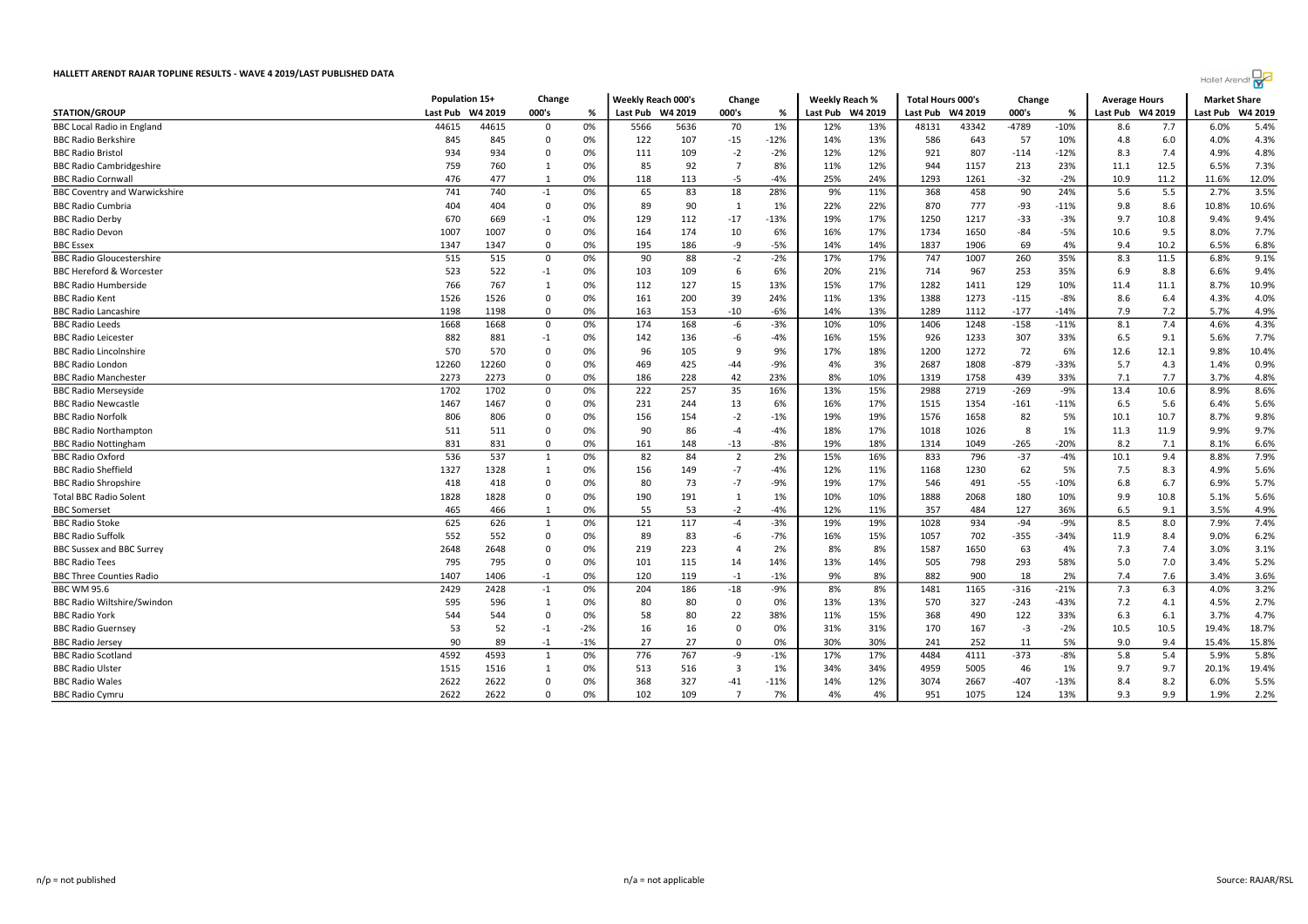# HALLETT ARENDT RAJAR TOPLINE RESULTS - WAVE 4 2019/LAST PUBLISHED DATA

| STATION/GROUP | Population 15+ | | Change | | Weekly Reach 000's | | Change | | Weekly Reach % | | Total Hours 000's | | Change | | Average Hours | | Market Share | |
|---|---|---|---|---|---|---|---|---|---|---|---|---|---|---|---|---|---|---|
| | Last Pub | W4 2019 | 000's | % | Last Pub | W4 2019 | 000's | % | Last Pub | W4 2019 | Last Pub | W4 2019 | 000's | % | Last Pub | W4 2019 | Last Pub | W4 2019 |
| BBC Local Radio in England | 44615 | 44615 | 0 | 0% | 5566 | 5636 | 70 | 1% | 12% | 13% | 48131 | 43342 | -4789 | -10% | 8.6 | 7.7 | 6.0% | 5.4% |
| BBC Radio Berkshire | 845 | 845 | 0 | 0% | 122 | 107 | -15 | -12% | 14% | 13% | 586 | 643 | 57 | 10% | 4.8 | 6.0 | 4.0% | 4.3% |
| BBC Radio Bristol | 934 | 934 | 0 | 0% | 111 | 109 | -2 | -2% | 12% | 12% | 921 | 807 | -114 | -12% | 8.3 | 7.4 | 4.9% | 4.8% |
| BBC Radio Cambridgeshire | 759 | 760 | 1 | 0% | 85 | 92 | 7 | 8% | 11% | 12% | 944 | 1157 | 213 | 23% | 11.1 | 12.5 | 6.5% | 7.3% |
| BBC Radio Cornwall | 476 | 477 | 1 | 0% | 118 | 113 | -5 | -4% | 25% | 24% | 1293 | 1261 | -32 | -2% | 10.9 | 11.2 | 11.6% | 12.0% |
| BBC Coventry and Warwickshire | 741 | 740 | -1 | 0% | 65 | 83 | 18 | 28% | 9% | 11% | 368 | 458 | 90 | 24% | 5.6 | 5.5 | 2.7% | 3.5% |
| BBC Radio Cumbria | 404 | 404 | 0 | 0% | 89 | 90 | 1 | 1% | 22% | 22% | 870 | 777 | -93 | -11% | 9.8 | 8.6 | 10.8% | 10.6% |
| BBC Radio Derby | 670 | 669 | -1 | 0% | 129 | 112 | -17 | -13% | 19% | 17% | 1250 | 1217 | -33 | -3% | 9.7 | 10.8 | 9.4% | 9.4% |
| BBC Radio Devon | 1007 | 1007 | 0 | 0% | 164 | 174 | 10 | 6% | 16% | 17% | 1734 | 1650 | -84 | -5% | 10.6 | 9.5 | 8.0% | 7.7% |
| BBC Essex | 1347 | 1347 | 0 | 0% | 195 | 186 | -9 | -5% | 14% | 14% | 1837 | 1906 | 69 | 4% | 9.4 | 10.2 | 6.5% | 6.8% |
| BBC Radio Gloucestershire | 515 | 515 | 0 | 0% | 90 | 88 | -2 | -2% | 17% | 17% | 747 | 1007 | 260 | 35% | 8.3 | 11.5 | 6.8% | 9.1% |
| BBC Hereford & Worcester | 523 | 522 | -1 | 0% | 103 | 109 | 6 | 6% | 20% | 21% | 714 | 967 | 253 | 35% | 6.9 | 8.9 | 6.6% | 9.4% |
| BBC Radio Humberside | 766 | 767 | 1 | 0% | 112 | 127 | 15 | 13% | 15% | 17% | 1282 | 1411 | 129 | 10% | 11.4 | 11.1 | 8.7% | 10.9% |
| BBC Radio Kent | 1526 | 1526 | 0 | 0% | 161 | 200 | 39 | 24% | 11% | 13% | 1388 | 1273 | -115 | -8% | 8.6 | 6.4 | 4.3% | 4.0% |
| BBC Radio Lancashire | 1198 | 1198 | 0 | 0% | 163 | 153 | -10 | -6% | 14% | 13% | 1289 | 1112 | -177 | -14% | 7.9 | 7.2 | 5.7% | 4.9% |
| BBC Radio Leeds | 1668 | 1668 | 0 | 0% | 174 | 168 | -6 | -3% | 10% | 10% | 1406 | 1248 | -158 | -11% | 8.1 | 7.4 | 4.6% | 4.3% |
| BBC Radio Leicester | 882 | 881 | -1 | 0% | 142 | 136 | -6 | -4% | 16% | 15% | 926 | 1233 | 307 | 33% | 6.5 | 9.1 | 5.6% | 7.7% |
| BBC Radio Lincolnshire | 570 | 570 | 0 | 0% | 96 | 105 | 9 | 9% | 17% | 18% | 1200 | 1272 | 72 | 6% | 12.6 | 12.1 | 9.8% | 10.4% |
| BBC Radio London | 12260 | 12260 | 0 | 0% | 469 | 425 | -44 | -9% | 4% | 3% | 2687 | 1808 | -879 | -33% | 5.7 | 4.3 | 1.4% | 0.9% |
| BBC Radio Manchester | 2273 | 2273 | 0 | 0% | 186 | 228 | 42 | 23% | 8% | 10% | 1319 | 1758 | 439 | 33% | 7.1 | 7.7 | 3.7% | 4.8% |
| BBC Radio Merseyside | 1702 | 1702 | 0 | 0% | 222 | 257 | 35 | 16% | 13% | 15% | 2988 | 2719 | -269 | -9% | 13.4 | 10.6 | 8.9% | 8.6% |
| BBC Radio Newcastle | 1467 | 1467 | 0 | 0% | 231 | 244 | 13 | 6% | 16% | 17% | 1515 | 1354 | -161 | -11% | 6.5 | 5.6 | 6.4% | 5.6% |
| BBC Radio Norfolk | 806 | 806 | 0 | 0% | 156 | 154 | -2 | -1% | 19% | 19% | 1576 | 1658 | 82 | 5% | 10.1 | 10.7 | 8.7% | 9.8% |
| BBC Radio Northampton | 511 | 511 | 0 | 0% | 90 | 86 | -4 | -4% | 18% | 17% | 1018 | 1026 | 8 | 1% | 11.3 | 11.9 | 9.9% | 9.7% |
| BBC Radio Nottingham | 831 | 831 | 0 | 0% | 161 | 148 | -13 | -8% | 19% | 18% | 1314 | 1049 | -265 | -20% | 8.2 | 7.1 | 8.1% | 6.6% |
| BBC Radio Oxford | 536 | 537 | 1 | 0% | 82 | 84 | 2 | 2% | 15% | 16% | 833 | 796 | -37 | -4% | 10.1 | 9.4 | 8.8% | 7.9% |
| BBC Radio Sheffield | 1327 | 1328 | 1 | 0% | 156 | 149 | -7 | -4% | 12% | 11% | 1168 | 1230 | 62 | 5% | 7.5 | 8.3 | 4.9% | 5.6% |
| BBC Radio Shropshire | 418 | 418 | 0 | 0% | 80 | 73 | -7 | -9% | 19% | 17% | 546 | 491 | -55 | -10% | 6.8 | 6.7 | 6.9% | 5.7% |
| Total BBC Radio Solent | 1828 | 1828 | 0 | 0% | 190 | 191 | 1 | 1% | 10% | 10% | 1888 | 2068 | 180 | 10% | 9.9 | 10.8 | 5.1% | 5.6% |
| BBC Somerset | 465 | 466 | 1 | 0% | 55 | 53 | -2 | -4% | 12% | 11% | 357 | 484 | 127 | 36% | 6.5 | 9.1 | 3.5% | 4.9% |
| BBC Radio Stoke | 625 | 626 | 1 | 0% | 121 | 117 | -4 | -3% | 19% | 19% | 1028 | 934 | -94 | -9% | 8.5 | 8.0 | 7.9% | 7.4% |
| BBC Radio Suffolk | 552 | 552 | 0 | 0% | 89 | 83 | -6 | -7% | 16% | 15% | 1057 | 702 | -355 | -34% | 11.9 | 8.4 | 9.0% | 6.2% |
| BBC Sussex and BBC Surrey | 2648 | 2648 | 0 | 0% | 219 | 223 | 4 | 2% | 8% | 8% | 1587 | 1650 | 63 | 4% | 7.3 | 7.4 | 3.0% | 3.1% |
| BBC Radio Tees | 795 | 795 | 0 | 0% | 101 | 115 | 14 | 14% | 13% | 14% | 505 | 798 | 293 | 58% | 5.0 | 7.0 | 3.4% | 5.2% |
| BBC Three Counties Radio | 1407 | 1406 | -1 | 0% | 120 | 119 | -1 | -1% | 9% | 8% | 882 | 900 | 18 | 2% | 7.4 | 7.6 | 3.4% | 3.6% |
| BBC WM 95.6 | 2429 | 2428 | -1 | 0% | 204 | 186 | -18 | -9% | 8% | 8% | 1481 | 1165 | -316 | -21% | 7.3 | 6.3 | 4.0% | 3.2% |
| BBC Radio Wiltshire/Swindon | 595 | 596 | 1 | 0% | 80 | 80 | 0 | 0% | 13% | 13% | 570 | 327 | -243 | -43% | 7.2 | 4.1 | 4.5% | 2.7% |
| BBC Radio York | 544 | 544 | 0 | 0% | 58 | 80 | 22 | 38% | 11% | 15% | 368 | 490 | 122 | 33% | 6.3 | 6.1 | 3.7% | 4.7% |
| BBC Radio Guernsey | 53 | 52 | -1 | -2% | 16 | 16 | 0 | 0% | 31% | 31% | 170 | 167 | -3 | -2% | 10.5 | 10.5 | 19.4% | 18.7% |
| BBC Radio Jersey | 90 | 89 | -1 | -1% | 27 | 27 | 0 | 0% | 30% | 30% | 241 | 252 | 11 | 5% | 9.0 | 9.4 | 15.4% | 15.8% |
| BBC Radio Scotland | 4592 | 4593 | 1 | 0% | 776 | 767 | -9 | -1% | 17% | 17% | 4484 | 4111 | -373 | -8% | 5.8 | 5.4 | 5.9% | 5.8% |
| BBC Radio Ulster | 1515 | 1516 | 1 | 0% | 513 | 516 | 3 | 1% | 34% | 34% | 4959 | 5005 | 46 | 1% | 9.7 | 9.7 | 20.1% | 19.4% |
| BBC Radio Wales | 2622 | 2622 | 0 | 0% | 368 | 327 | -41 | -11% | 14% | 12% | 3074 | 2667 | -407 | -13% | 8.4 | 8.2 | 6.0% | 5.5% |
| BBC Radio Cymru | 2622 | 2622 | 0 | 0% | 102 | 109 | 7 | 7% | 4% | 4% | 951 | 1075 | 124 | 13% | 9.3 | 9.9 | 1.9% | 2.2% |

n/p = not published

n/a = not applicable

Source: RAJAR/RSL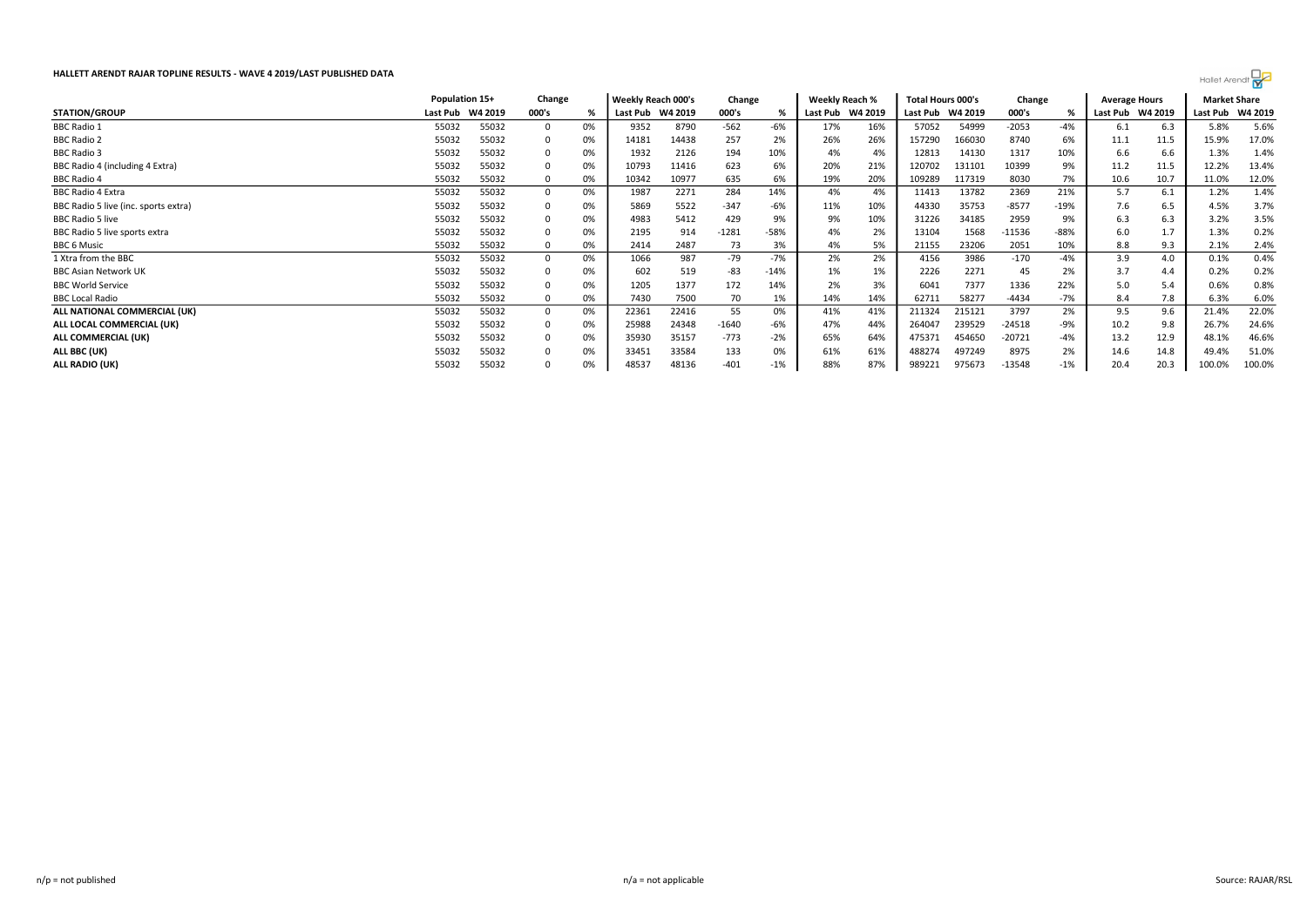# HALLETT ARENDT RAJAR TOPLINE RESULTS - WAVE 4 2019/LAST PUBLISHED DATA

| STATION/GROUP | Population 15+ | | Change | | Weekly Reach 000's | | Change | | Weekly Reach % | | Total Hours 000's | | Change | | Average Hours | | Market Share | |
|---|---|---|---|---|---|---|---|---|---|---|---|---|---|---|---|---|---|---|
| | Last Pub | W4 2019 | 000's | % | Last Pub | W4 2019 | 000's | % | Last Pub | W4 2019 | Last Pub | W4 2019 | 000's | % | Last Pub | W4 2019 | Last Pub | W4 2019 |
| BBC Radio 1 | 55032 | 55032 | 0 | 0% | 9352 | 8790 | -562 | -6% | 17% | 16% | 57052 | 54999 | -2053 | -4% | 6.1 | 6.3 | 5.8% | 5.6% |
| BBC Radio 2 | 55032 | 55032 | 0 | 0% | 14181 | 14438 | 257 | 2% | 26% | 26% | 157290 | 166030 | 8740 | 6% | 11.1 | 11.5 | 15.9% | 17.0% |
| BBC Radio 3 | 55032 | 55032 | 0 | 0% | 1932 | 2126 | 194 | 10% | 4% | 4% | 12813 | 14130 | 1317 | 10% | 6.6 | 6.6 | 1.3% | 1.4% |
| BBC Radio 4 (including 4 Extra) | 55032 | 55032 | 0 | 0% | 10793 | 11416 | 623 | 6% | 20% | 21% | 120702 | 131101 | 10399 | 9% | 11.2 | 11.5 | 12.2% | 13.4% |
| BBC Radio 4 | 55032 | 55032 | 0 | 0% | 10342 | 10977 | 635 | 6% | 19% | 20% | 109289 | 117319 | 8030 | 7% | 10.6 | 10.7 | 11.0% | 12.0% |
| BBC Radio 4 Extra | 55032 | 55032 | 0 | 0% | 1987 | 2271 | 284 | 14% | 4% | 4% | 11413 | 13782 | 2369 | 21% | 5.7 | 6.1 | 1.2% | 1.4% |
| BBC Radio 5 live (inc. sports extra) | 55032 | 55032 | 0 | 0% | 5869 | 5522 | -347 | -6% | 11% | 10% | 44330 | 35753 | -8577 | -19% | 7.6 | 6.5 | 4.5% | 3.7% |
| BBC Radio 5 live | 55032 | 55032 | 0 | 0% | 4983 | 5412 | 429 | 9% | 9% | 10% | 31226 | 34185 | 2959 | 9% | 6.3 | 6.3 | 3.2% | 3.5% |
| BBC Radio 5 live sports extra | 55032 | 55032 | 0 | 0% | 2195 | 914 | -1281 | -58% | 4% | 2% | 13104 | 1568 | -11536 | -88% | 6.0 | 1.7 | 1.3% | 0.2% |
| BBC 6 Music | 55032 | 55032 | 0 | 0% | 2414 | 2487 | 73 | 3% | 4% | 5% | 21155 | 23206 | 2051 | 10% | 8.8 | 9.3 | 2.1% | 2.4% |
| 1 Xtra from the BBC | 55032 | 55032 | 0 | 0% | 1066 | 987 | -79 | -7% | 2% | 2% | 4156 | 3986 | -170 | -4% | 3.9 | 4.0 | 0.1% | 0.4% |
| BBC Asian Network UK | 55032 | 55032 | 0 | 0% | 602 | 519 | -83 | -14% | 1% | 1% | 2226 | 2271 | 45 | 2% | 3.7 | 4.4 | 0.2% | 0.2% |
| BBC World Service | 55032 | 55032 | 0 | 0% | 1205 | 1377 | 172 | 14% | 2% | 3% | 6041 | 7377 | 1336 | 22% | 5.0 | 5.4 | 0.6% | 0.8% |
| BBC Local Radio | 55032 | 55032 | 0 | 0% | 7430 | 7500 | 70 | 1% | 14% | 14% | 62711 | 58277 | -4434 | -7% | 8.4 | 7.8 | 6.3% | 6.0% |
| **ALL NATIONAL COMMERCIAL (UK)** | 55032 | 55032 | 0 | 0% | 22361 | 22416 | 55 | 0% | 41% | 41% | 211324 | 215121 | 3797 | 2% | 9.5 | 9.6 | 21.4% | 22.0% |
| **ALL LOCAL COMMERCIAL (UK)** | 55032 | 55032 | 0 | 0% | 25988 | 24348 | -1640 | -6% | 47% | 44% | 264047 | 239529 | -24518 | -9% | 10.2 | 9.8 | 26.7% | 24.6% |
| **ALL COMMERCIAL (UK)** | 55032 | 55032 | 0 | 0% | 35930 | 35157 | -773 | -2% | 65% | 64% | 475371 | 454650 | -20721 | -4% | 13.2 | 12.9 | 48.1% | 46.6% |
| **ALL BBC (UK)** | 55032 | 55032 | 0 | 0% | 33451 | 33584 | 133 | 0% | 61% | 61% | 488274 | 497249 | 8975 | 2% | 14.6 | 14.8 | 49.4% | 51.0% |
| **ALL RADIO (UK)** | 55032 | 55032 | 0 | 0% | 48537 | 48136 | -401 | -1% | 88% | 87% | 989221 | 975673 | -13548 | -1% | 20.4 | 20.3 | 100.0% | 100.0% |

n/p = not published

n/a = not applicable

Source: RAJAR/RSL